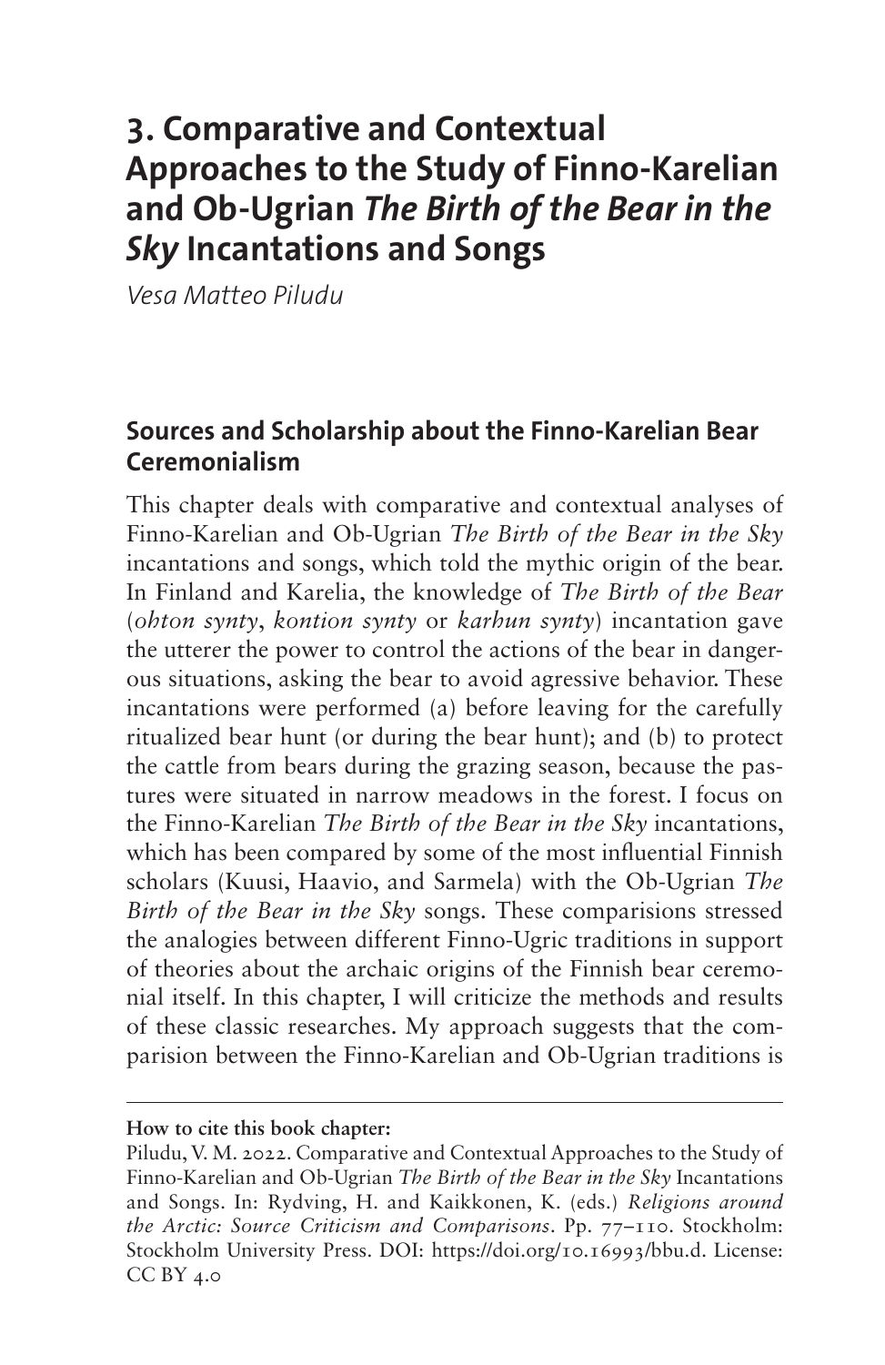# 3. Comparative and Contextual Approaches to the Study of Finno-Karelian and Ob-Ugrian *The Birth of the Bear in the Sky* Incantations and Songs

*Vesa Matteo Piludu*

## Sources and Scholarship about the Finno-Karelian Bear Ceremonialism

This chapter deals with comparative and contextual analyses of Finno-Karelian and Ob-Ugrian *The Birth of the Bear in the Sky* incantations and songs, which told the mythic origin of the bear. In Finland and Karelia, the knowledge of *The Birth of the Bear* (*ohton synty*, *kontion synty* or *karhun synty*) incantation gave the utterer the power to control the actions of the bear in dangerous situations, asking the bear to avoid agressive behavior. These incantations were performed (a) before leaving for the carefully ritualized bear hunt (or during the bear hunt); and (b) to protect the cattle from bears during the grazing season, because the pastures were situated in narrow meadows in the forest. I focus on the Finno-Karelian *The Birth of the Bear in the Sky* incantations, which has been compared by some of the most influential Finnish scholars (Kuusi, Haavio, and Sarmela) with the Ob-Ugrian *The Birth of the Bear in the Sky* songs. These comparisions stressed the analogies between different Finno-Ugric traditions in support of theories about the archaic origins of the Finnish bear ceremonial itself. In this chapter, I will criticize the methods and results of these classic researches. My approach suggests that the comparision between the Finno-Karelian and Ob-Ugrian traditions is

---

**How to cite this book chapter:**

Piludu, V. M. 2022. Comparative and Contextual Approaches to the Study of Finno-Karelian and Ob-Ugrian *The Birth of the Bear in the Sky* Incantations and Songs. In: Rydving, H. and Kaikkonen, K. (eds.) *Religions around the Arctic: Source Criticism and Comparisons*. Pp. 77–110. Stockholm: Stockholm University Press. DOI: https://doi.org/10.16993/bbu.d. License: CC BY 4.0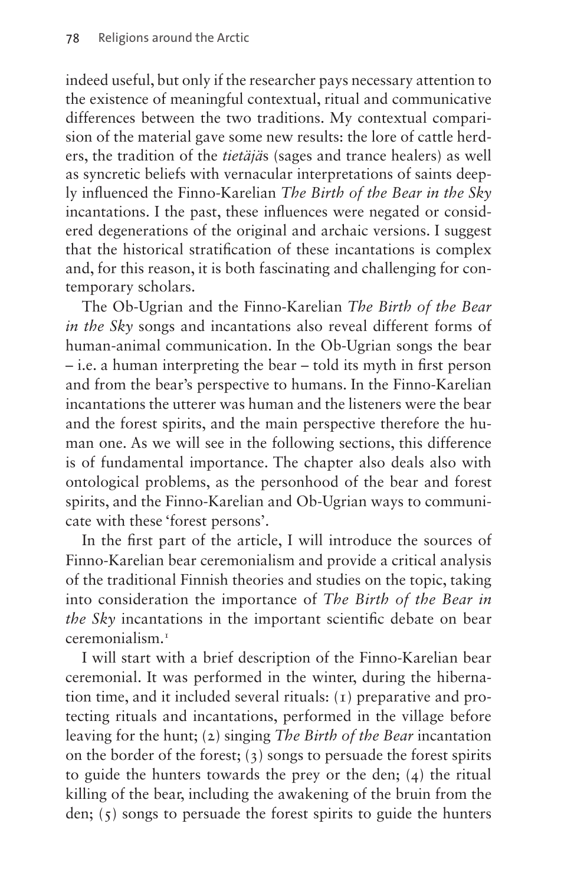indeed useful, but only if the researcher pays necessary attention to the existence of meaningful contextual, ritual and communicative differences between the two traditions. My contextual comparision of the material gave some new results: the lore of cattle herders, the tradition of the *tietäjä*s (sages and trance healers) as well as syncretic beliefs with vernacular interpretations of saints deeply influenced the Finno-Karelian *The Birth of the Bear in the Sky* incantations. I the past, these influences were negated or considered degenerations of the original and archaic versions. I suggest that the historical stratification of these incantations is complex and, for this reason, it is both fascinating and challenging for contemporary scholars.

The Ob-Ugrian and the Finno-Karelian *The Birth of the Bear in the Sky* songs and incantations also reveal different forms of human-animal communication. In the Ob-Ugrian songs the bear – i.e. a human interpreting the bear – told its myth in first person and from the bear's perspective to humans. In the Finno-Karelian incantations the utterer was human and the listeners were the bear and the forest spirits, and the main perspective therefore the human one. As we will see in the following sections, this difference is of fundamental importance. The chapter also deals also with ontological problems, as the personhood of the bear and forest spirits, and the Finno-Karelian and Ob-Ugrian ways to communicate with these 'forest persons'.

In the first part of the article, I will introduce the sources of Finno-Karelian bear ceremonialism and provide a critical analysis of the traditional Finnish theories and studies on the topic, taking into consideration the importance of *The Birth of the Bear in the Sky* incantations in the important scientific debate on bear ceremonialism.[1]

I will start with a brief description of the Finno-Karelian bear ceremonial. It was performed in the winter, during the hibernation time, and it included several rituals: (1) preparative and protecting rituals and incantations, performed in the village before leaving for the hunt; (2) singing *The Birth of the Bear* incantation on the border of the forest; (3) songs to persuade the forest spirits to guide the hunters towards the prey or the den; (4) the ritual killing of the bear, including the awakening of the bruin from the den; (5) songs to persuade the forest spirits to guide the hunters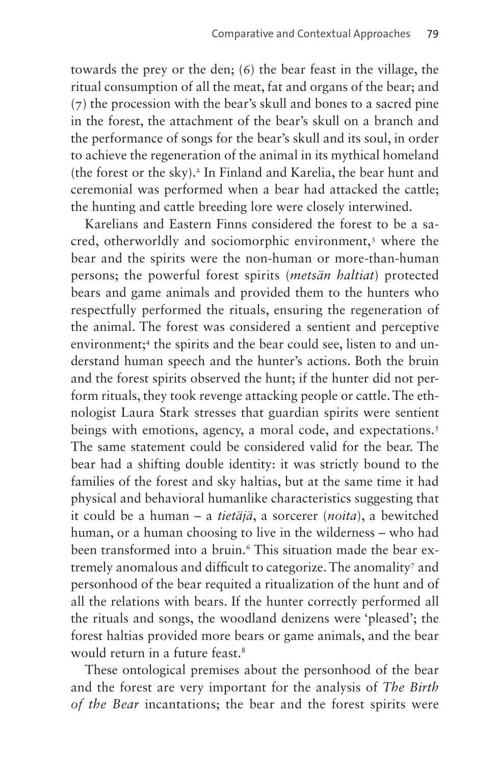towards the prey or the den; (6) the bear feast in the village, the ritual consumption of all the meat, fat and organs of the bear; and (7) the procession with the bear's skull and bones to a sacred pine in the forest, the attachment of the bear's skull on a branch and the performance of songs for the bear's skull and its soul, in order to achieve the regeneration of the animal in its mythical homeland (the forest or the sky).[2] In Finland and Karelia, the bear hunt and ceremonial was performed when a bear had attacked the cattle; the hunting and cattle breeding lore were closely interwined.

Karelians and Eastern Finns considered the forest to be a sacred, otherworldly and sociomorphic environment,[3] where the bear and the spirits were the non-human or more-than-human persons; the powerful forest spirits (*metsän haltiat*) protected bears and game animals and provided them to the hunters who respectfully performed the rituals, ensuring the regeneration of the animal. The forest was considered a sentient and perceptive environment;[4] the spirits and the bear could see, listen to and understand human speech and the hunter's actions. Both the bruin and the forest spirits observed the hunt; if the hunter did not perform rituals, they took revenge attacking people or cattle. The ethnologist Laura Stark stresses that guardian spirits were sentient beings with emotions, agency, a moral code, and expectations.[5] The same statement could be considered valid for the bear. The bear had a shifting double identity: it was strictly bound to the families of the forest and sky haltias, but at the same time it had physical and behavioral humanlike characteristics suggesting that it could be a human – a *tietäjä*, a sorcerer (*noita*), a bewitched human, or a human choosing to live in the wilderness – who had been transformed into a bruin.[6] This situation made the bear extremely anomalous and difficult to categorize. The anomality[7] and personhood of the bear requited a ritualization of the hunt and of all the relations with bears. If the hunter correctly performed all the rituals and songs, the woodland denizens were 'pleased'; the forest haltias provided more bears or game animals, and the bear would return in a future feast.[8]

These ontological premises about the personhood of the bear and the forest are very important for the analysis of *The Birth of the Bear* incantations; the bear and the forest spirits were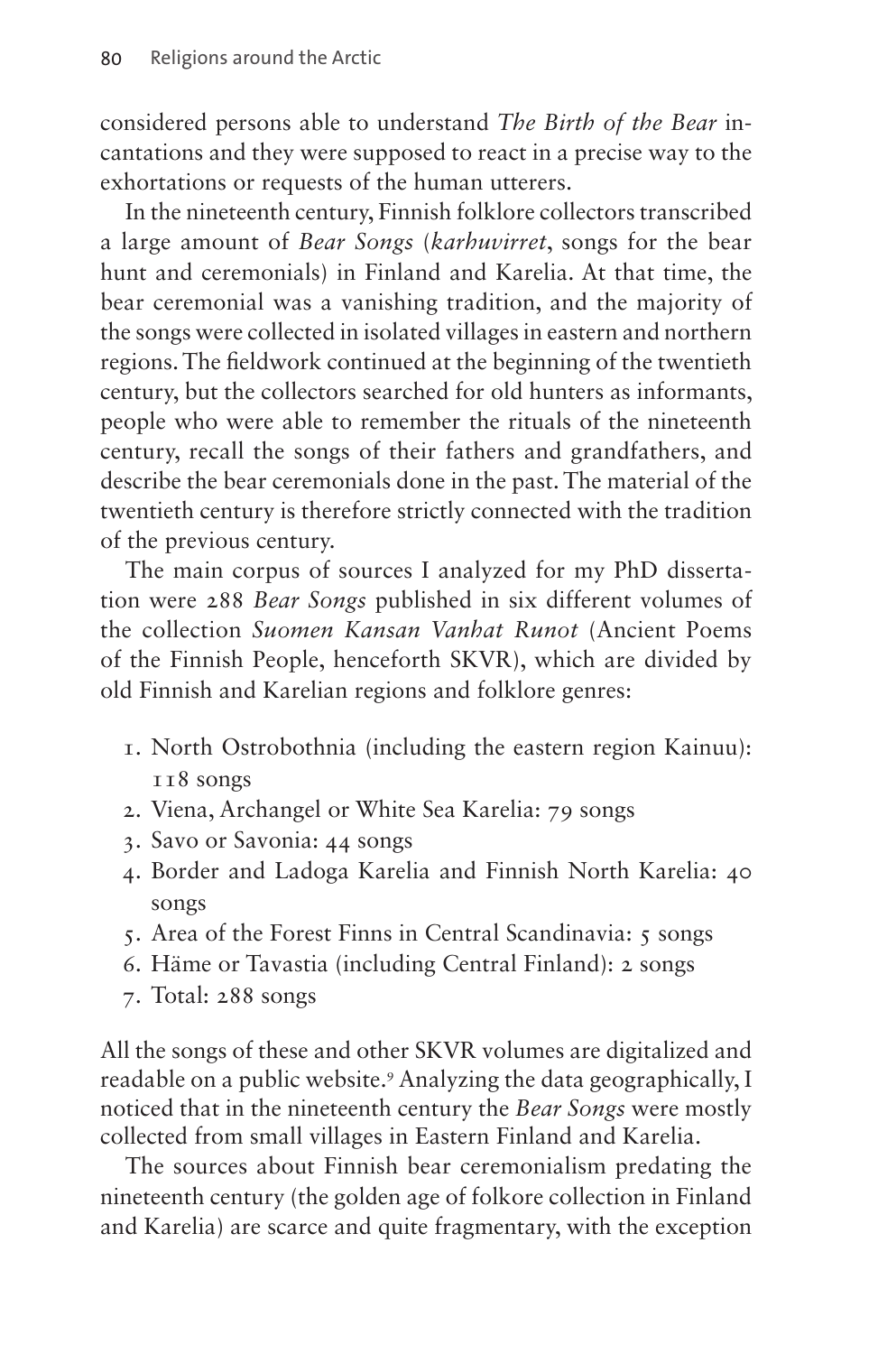considered persons able to understand *The Birth of the Bear* incantations and they were supposed to react in a precise way to the exhortations or requests of the human utterers.

In the nineteenth century, Finnish folklore collectors transcribed a large amount of *Bear Songs* (*karhuvirret*, songs for the bear hunt and ceremonials) in Finland and Karelia. At that time, the bear ceremonial was a vanishing tradition, and the majority of the songs were collected in isolated villages in eastern and northern regions. The fieldwork continued at the beginning of the twentieth century, but the collectors searched for old hunters as informants, people who were able to remember the rituals of the nineteenth century, recall the songs of their fathers and grandfathers, and describe the bear ceremonials done in the past. The material of the twentieth century is therefore strictly connected with the tradition of the previous century.

The main corpus of sources I analyzed for my PhD dissertation were 288 *Bear Songs* published in six different volumes of the collection *Suomen Kansan Vanhat Runot* (Ancient Poems of the Finnish People, henceforth SKVR), which are divided by old Finnish and Karelian regions and folklore genres:

1. North Ostrobothnia (including the eastern region Kainuu): 118 songs
2. Viena, Archangel or White Sea Karelia: 79 songs
3. Savo or Savonia: 44 songs
4. Border and Ladoga Karelia and Finnish North Karelia: 40 songs
5. Area of the Forest Finns in Central Scandinavia: 5 songs
6. Häme or Tavastia (including Central Finland): 2 songs
7. Total: 288 songs

All the songs of these and other SKVR volumes are digitalized and readable on a public website.[9] Analyzing the data geographically, I noticed that in the nineteenth century the *Bear Songs* were mostly collected from small villages in Eastern Finland and Karelia.

The sources about Finnish bear ceremonialism predating the nineteenth century (the golden age of folkore collection in Finland and Karelia) are scarce and quite fragmentary, with the exception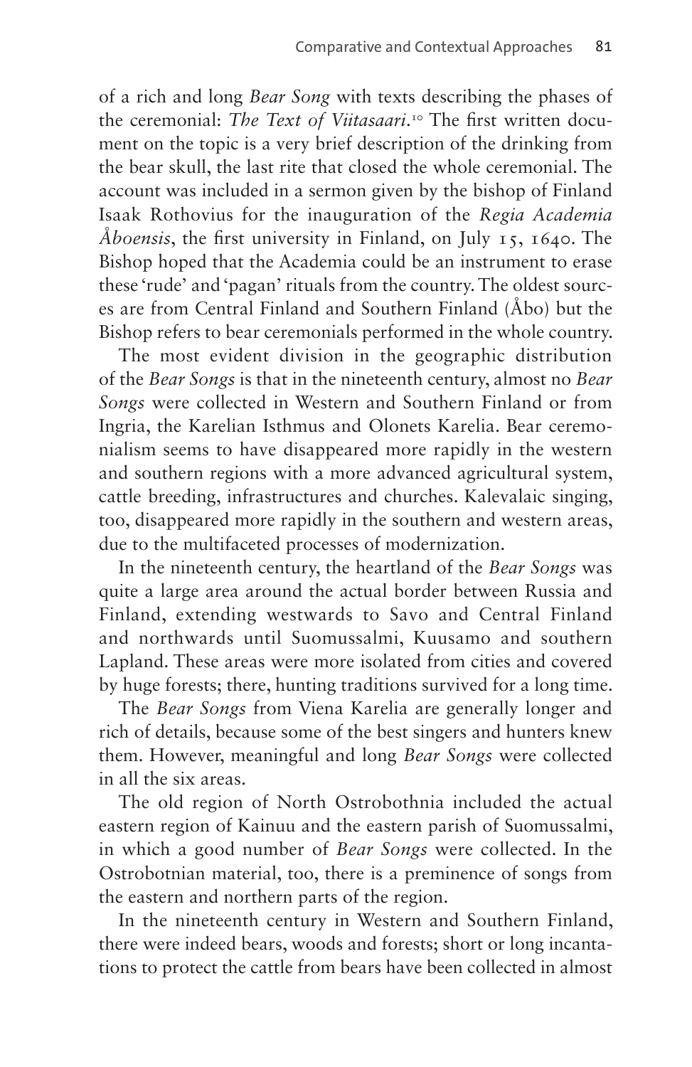of a rich and long *Bear Song* with texts describing the phases of the ceremonial: *The Text of Viitasaari*.[10] The first written document on the topic is a very brief description of the drinking from the bear skull, the last rite that closed the whole ceremonial. The account was included in a sermon given by the bishop of Finland Isaak Rothovius for the inauguration of the *Regia Academia Åboensis*, the first university in Finland, on July 15, 1640. The Bishop hoped that the Academia could be an instrument to erase these 'rude' and 'pagan' rituals from the country. The oldest sources are from Central Finland and Southern Finland (Åbo) but the Bishop refers to bear ceremonials performed in the whole country.

The most evident division in the geographic distribution of the *Bear Songs* is that in the nineteenth century, almost no *Bear Songs* were collected in Western and Southern Finland or from Ingria, the Karelian Isthmus and Olonets Karelia. Bear ceremonialism seems to have disappeared more rapidly in the western and southern regions with a more advanced agricultural system, cattle breeding, infrastructures and churches. Kalevalaic singing, too, disappeared more rapidly in the southern and western areas, due to the multifaceted processes of modernization.

In the nineteenth century, the heartland of the *Bear Songs* was quite a large area around the actual border between Russia and Finland, extending westwards to Savo and Central Finland and northwards until Suomussalmi, Kuusamo and southern Lapland. These areas were more isolated from cities and covered by huge forests; there, hunting traditions survived for a long time.

The *Bear Songs* from Viena Karelia are generally longer and rich of details, because some of the best singers and hunters knew them. However, meaningful and long *Bear Songs* were collected in all the six areas.

The old region of North Ostrobothnia included the actual eastern region of Kainuu and the eastern parish of Suomussalmi, in which a good number of *Bear Songs* were collected. In the Ostrobotnian material, too, there is a preminence of songs from the eastern and northern parts of the region.

In the nineteenth century in Western and Southern Finland, there were indeed bears, woods and forests; short or long incantations to protect the cattle from bears have been collected in almost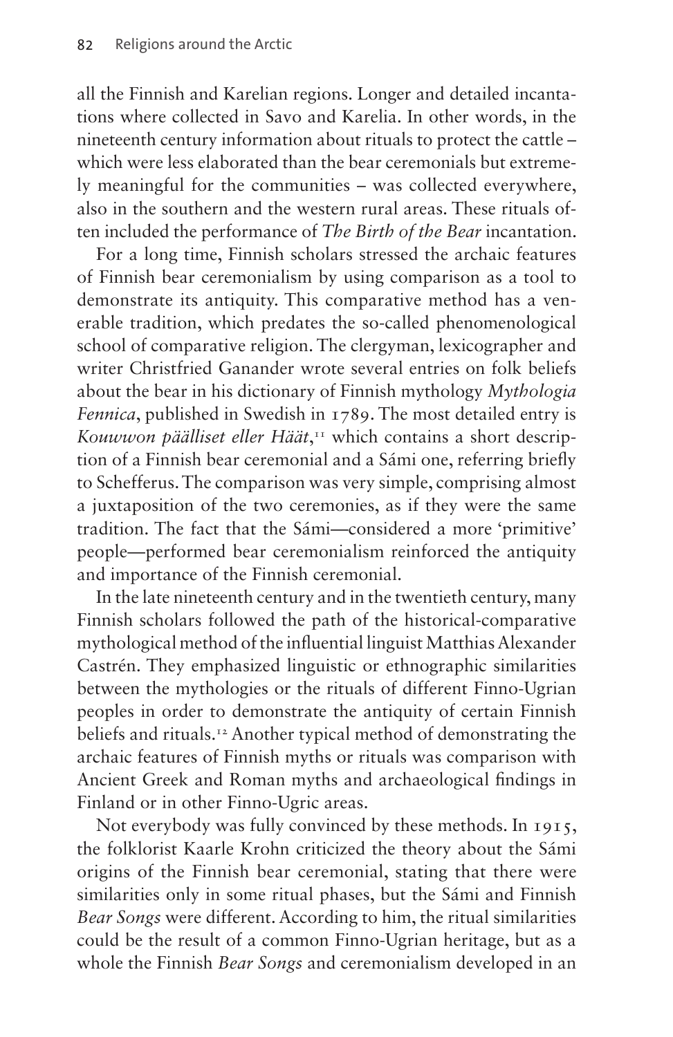all the Finnish and Karelian regions. Longer and detailed incantations where collected in Savo and Karelia. In other words, in the nineteenth century information about rituals to protect the cattle – which were less elaborated than the bear ceremonials but extremely meaningful for the communities – was collected everywhere, also in the southern and the western rural areas. These rituals often included the performance of *The Birth of the Bear* incantation.

For a long time, Finnish scholars stressed the archaic features of Finnish bear ceremonialism by using comparison as a tool to demonstrate its antiquity. This comparative method has a venerable tradition, which predates the so-called phenomenological school of comparative religion. The clergyman, lexicographer and writer Christfried Ganander wrote several entries on folk beliefs about the bear in his dictionary of Finnish mythology *Mythologia Fennica*, published in Swedish in 1789. The most detailed entry is *Kouwwon päälliset eller Häät*,[11] which contains a short description of a Finnish bear ceremonial and a Sámi one, referring briefly to Schefferus. The comparison was very simple, comprising almost a juxtaposition of the two ceremonies, as if they were the same tradition. The fact that the Sámi—considered a more 'primitive' people—performed bear ceremonialism reinforced the antiquity and importance of the Finnish ceremonial.

In the late nineteenth century and in the twentieth century, many Finnish scholars followed the path of the historical-comparative mythological method of the influential linguist Matthias Alexander Castrén. They emphasized linguistic or ethnographic similarities between the mythologies or the rituals of different Finno-Ugrian peoples in order to demonstrate the antiquity of certain Finnish beliefs and rituals.[12] Another typical method of demonstrating the archaic features of Finnish myths or rituals was comparison with Ancient Greek and Roman myths and archaeological findings in Finland or in other Finno-Ugric areas.

Not everybody was fully convinced by these methods. In 1915, the folklorist Kaarle Krohn criticized the theory about the Sámi origins of the Finnish bear ceremonial, stating that there were similarities only in some ritual phases, but the Sámi and Finnish *Bear Songs* were different. According to him, the ritual similarities could be the result of a common Finno-Ugrian heritage, but as a whole the Finnish *Bear Songs* and ceremonialism developed in an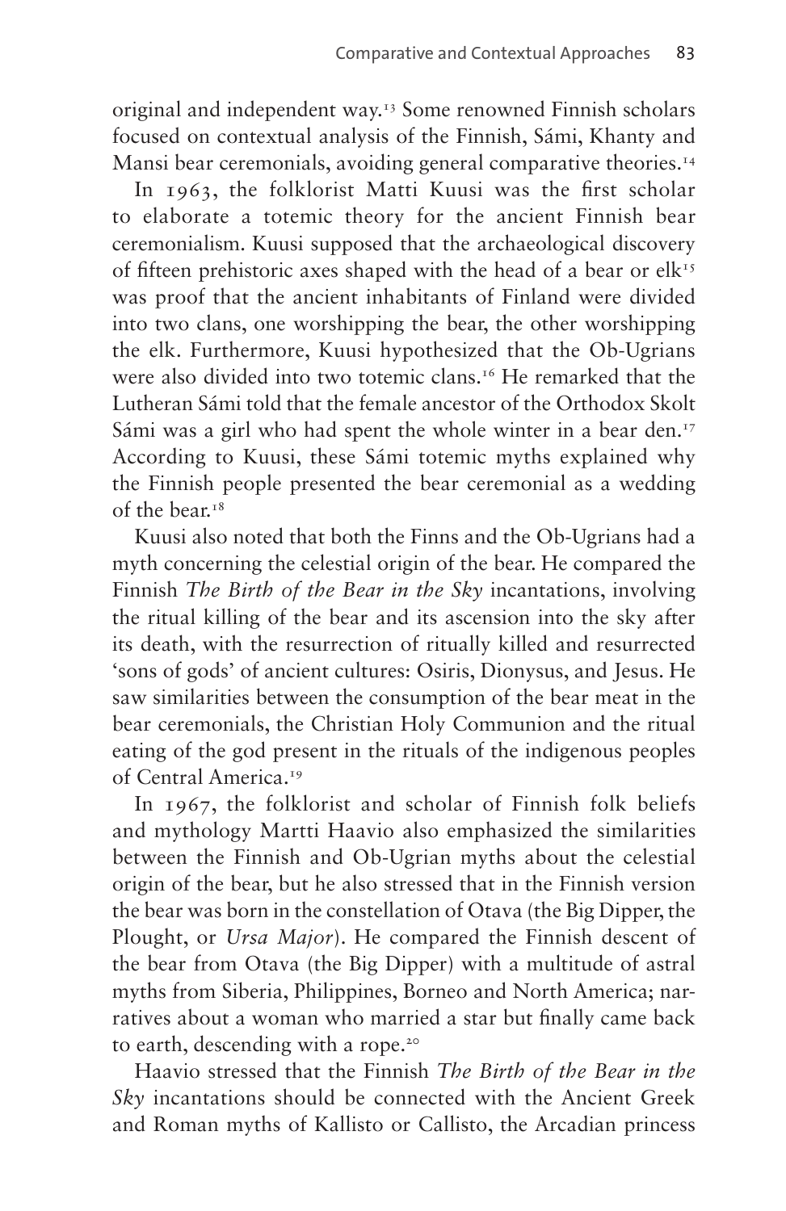original and independent way.[13] Some renowned Finnish scholars focused on contextual analysis of the Finnish, Sámi, Khanty and Mansi bear ceremonials, avoiding general comparative theories.[14]

In 1963, the folklorist Matti Kuusi was the first scholar to elaborate a totemic theory for the ancient Finnish bear ceremonialism. Kuusi supposed that the archaeological discovery of fifteen prehistoric axes shaped with the head of a bear or elk[15] was proof that the ancient inhabitants of Finland were divided into two clans, one worshipping the bear, the other worshipping the elk. Furthermore, Kuusi hypothesized that the Ob-Ugrians were also divided into two totemic clans.[16] He remarked that the Lutheran Sámi told that the female ancestor of the Orthodox Skolt Sámi was a girl who had spent the whole winter in a bear den.[17] According to Kuusi, these Sámi totemic myths explained why the Finnish people presented the bear ceremonial as a wedding of the bear.[18]

Kuusi also noted that both the Finns and the Ob-Ugrians had a myth concerning the celestial origin of the bear. He compared the Finnish *The Birth of the Bear in the Sky* incantations, involving the ritual killing of the bear and its ascension into the sky after its death, with the resurrection of ritually killed and resurrected 'sons of gods' of ancient cultures: Osiris, Dionysus, and Jesus. He saw similarities between the consumption of the bear meat in the bear ceremonials, the Christian Holy Communion and the ritual eating of the god present in the rituals of the indigenous peoples of Central America.[19]

In 1967, the folklorist and scholar of Finnish folk beliefs and mythology Martti Haavio also emphasized the similarities between the Finnish and Ob-Ugrian myths about the celestial origin of the bear, but he also stressed that in the Finnish version the bear was born in the constellation of Otava (the Big Dipper, the Plought, or *Ursa Major*). He compared the Finnish descent of the bear from Otava (the Big Dipper) with a multitude of astral myths from Siberia, Philippines, Borneo and North America; narratives about a woman who married a star but finally came back to earth, descending with a rope.[20]

Haavio stressed that the Finnish *The Birth of the Bear in the Sky* incantations should be connected with the Ancient Greek and Roman myths of Kallisto or Callisto, the Arcadian princess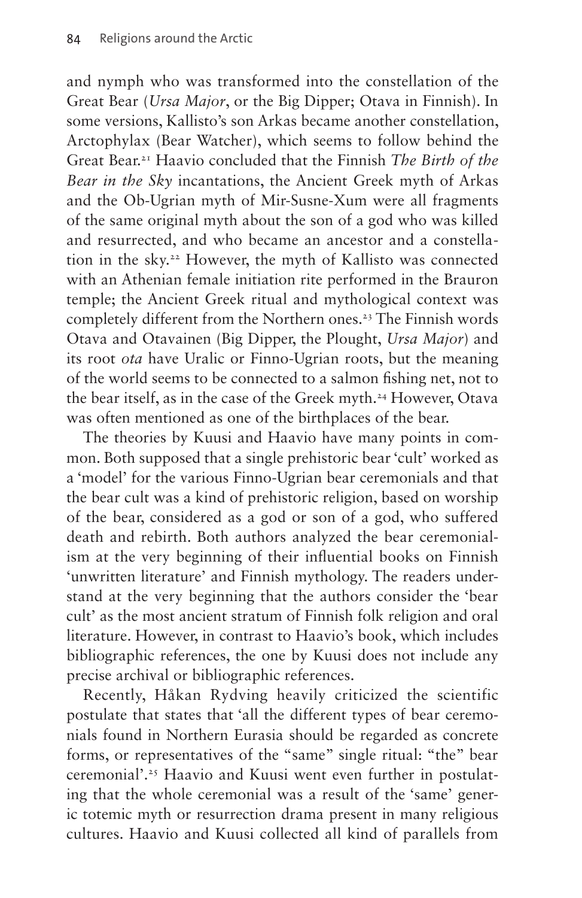and nymph who was transformed into the constellation of the Great Bear (*Ursa Major*, or the Big Dipper; Otava in Finnish). In some versions, Kallisto's son Arkas became another constellation, Arctophylax (Bear Watcher), which seems to follow behind the Great Bear.[21] Haavio concluded that the Finnish *The Birth of the Bear in the Sky* incantations, the Ancient Greek myth of Arkas and the Ob-Ugrian myth of Mir-Susne-Xum were all fragments of the same original myth about the son of a god who was killed and resurrected, and who became an ancestor and a constellation in the sky.[22] However, the myth of Kallisto was connected with an Athenian female initiation rite performed in the Brauron temple; the Ancient Greek ritual and mythological context was completely different from the Northern ones.[23] The Finnish words Otava and Otavainen (Big Dipper, the Plought, *Ursa Major*) and its root *ota* have Uralic or Finno-Ugrian roots, but the meaning of the world seems to be connected to a salmon fishing net, not to the bear itself, as in the case of the Greek myth.[24] However, Otava was often mentioned as one of the birthplaces of the bear.

The theories by Kuusi and Haavio have many points in common. Both supposed that a single prehistoric bear 'cult' worked as a 'model' for the various Finno-Ugrian bear ceremonials and that the bear cult was a kind of prehistoric religion, based on worship of the bear, considered as a god or son of a god, who suffered death and rebirth. Both authors analyzed the bear ceremonialism at the very beginning of their influential books on Finnish 'unwritten literature' and Finnish mythology. The readers understand at the very beginning that the authors consider the 'bear cult' as the most ancient stratum of Finnish folk religion and oral literature. However, in contrast to Haavio's book, which includes bibliographic references, the one by Kuusi does not include any precise archival or bibliographic references.

Recently, Håkan Rydving heavily criticized the scientific postulate that states that 'all the different types of bear ceremonials found in Northern Eurasia should be regarded as concrete forms, or representatives of the "same" single ritual: "the" bear ceremonial'.[25] Haavio and Kuusi went even further in postulating that the whole ceremonial was a result of the 'same' generic totemic myth or resurrection drama present in many religious cultures. Haavio and Kuusi collected all kind of parallels from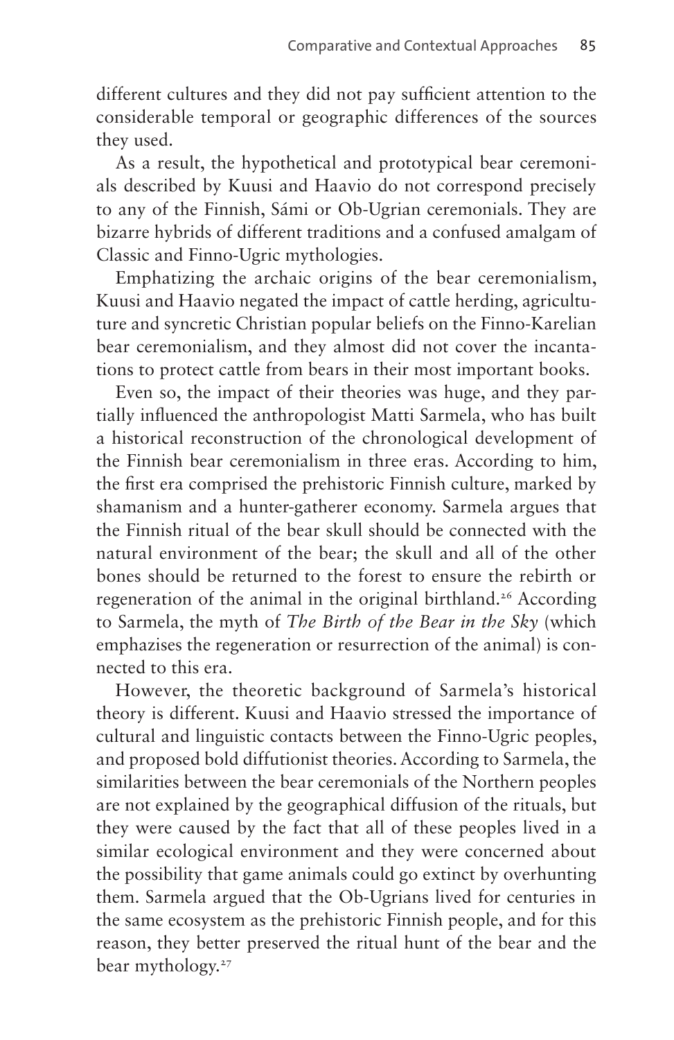different cultures and they did not pay sufficient attention to the considerable temporal or geographic differences of the sources they used.

As a result, the hypothetical and prototypical bear ceremonials described by Kuusi and Haavio do not correspond precisely to any of the Finnish, Sámi or Ob-Ugrian ceremonials. They are bizarre hybrids of different traditions and a confused amalgam of Classic and Finno-Ugric mythologies.

Emphatizing the archaic origins of the bear ceremonialism, Kuusi and Haavio negated the impact of cattle herding, agriculture and syncretic Christian popular beliefs on the Finno-Karelian bear ceremonialism, and they almost did not cover the incantations to protect cattle from bears in their most important books.

Even so, the impact of their theories was huge, and they partially influenced the anthropologist Matti Sarmela, who has built a historical reconstruction of the chronological development of the Finnish bear ceremonialism in three eras. According to him, the first era comprised the prehistoric Finnish culture, marked by shamanism and a hunter-gatherer economy. Sarmela argues that the Finnish ritual of the bear skull should be connected with the natural environment of the bear; the skull and all of the other bones should be returned to the forest to ensure the rebirth or regeneration of the animal in the original birthland.[26] According to Sarmela, the myth of *The Birth of the Bear in the Sky* (which emphazises the regeneration or resurrection of the animal) is connected to this era.

However, the theoretic background of Sarmela's historical theory is different. Kuusi and Haavio stressed the importance of cultural and linguistic contacts between the Finno-Ugric peoples, and proposed bold diffutionist theories. According to Sarmela, the similarities between the bear ceremonials of the Northern peoples are not explained by the geographical diffusion of the rituals, but they were caused by the fact that all of these peoples lived in a similar ecological environment and they were concerned about the possibility that game animals could go extinct by overhunting them. Sarmela argued that the Ob-Ugrians lived for centuries in the same ecosystem as the prehistoric Finnish people, and for this reason, they better preserved the ritual hunt of the bear and the bear mythology.[27]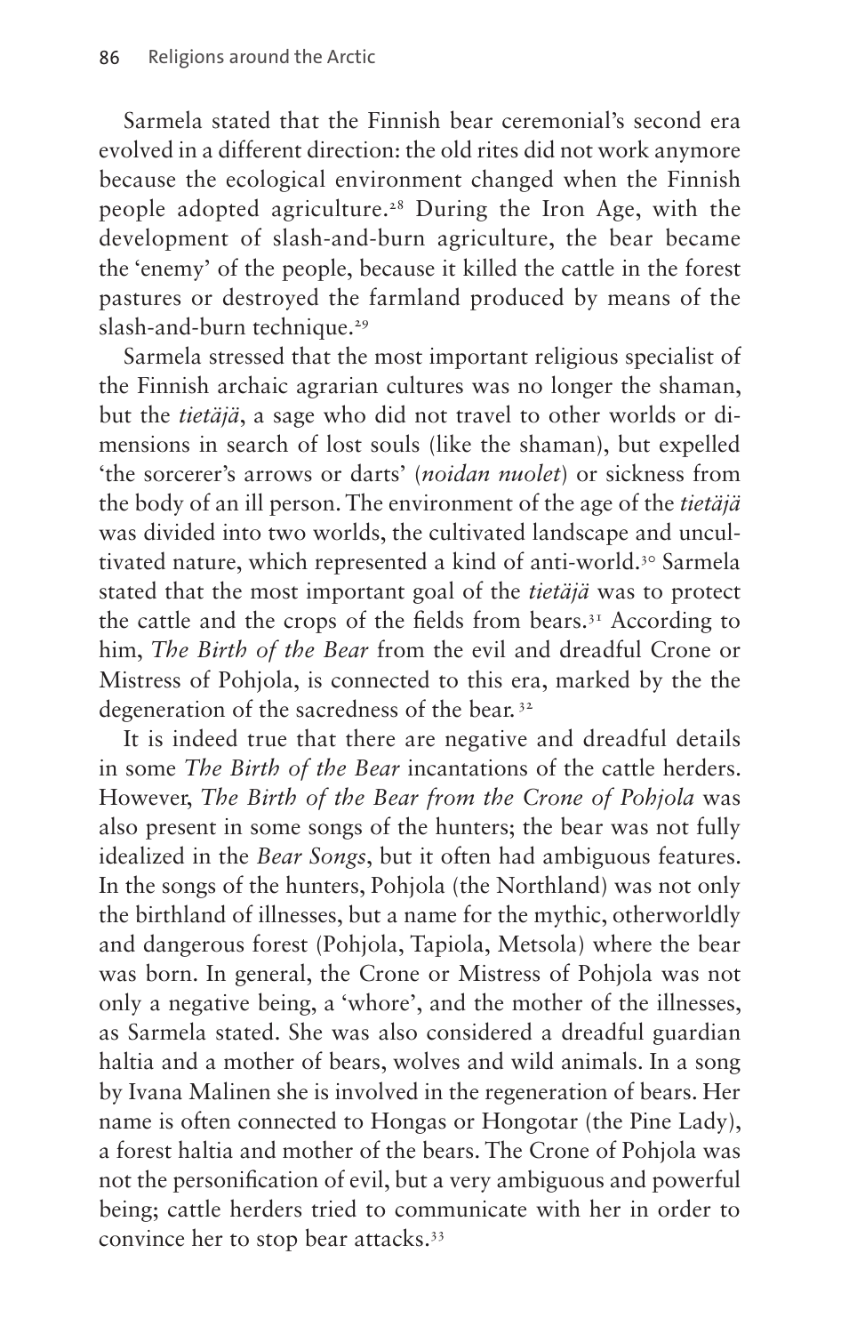Sarmela stated that the Finnish bear ceremonial's second era evolved in a different direction: the old rites did not work anymore because the ecological environment changed when the Finnish people adopted agriculture.[28] During the Iron Age, with the development of slash-and-burn agriculture, the bear became the 'enemy' of the people, because it killed the cattle in the forest pastures or destroyed the farmland produced by means of the slash-and-burn technique.[29]

Sarmela stressed that the most important religious specialist of the Finnish archaic agrarian cultures was no longer the shaman, but the *tietäjä*, a sage who did not travel to other worlds or dimensions in search of lost souls (like the shaman), but expelled 'the sorcerer's arrows or darts' (*noidan nuolet*) or sickness from the body of an ill person. The environment of the age of the *tietäjä* was divided into two worlds, the cultivated landscape and uncultivated nature, which represented a kind of anti-world.[30] Sarmela stated that the most important goal of the *tietäjä* was to protect the cattle and the crops of the fields from bears.[31] According to him, *The Birth of the Bear* from the evil and dreadful Crone or Mistress of Pohjola, is connected to this era, marked by the the degeneration of the sacredness of the bear.[32]

It is indeed true that there are negative and dreadful details in some *The Birth of the Bear* incantations of the cattle herders. However, *The Birth of the Bear from the Crone of Pohjola* was also present in some songs of the hunters; the bear was not fully idealized in the *Bear Songs*, but it often had ambiguous features. In the songs of the hunters, Pohjola (the Northland) was not only the birthland of illnesses, but a name for the mythic, otherworldly and dangerous forest (Pohjola, Tapiola, Metsola) where the bear was born. In general, the Crone or Mistress of Pohjola was not only a negative being, a 'whore', and the mother of the illnesses, as Sarmela stated. She was also considered a dreadful guardian haltia and a mother of bears, wolves and wild animals. In a song by Ivana Malinen she is involved in the regeneration of bears. Her name is often connected to Hongas or Hongotar (the Pine Lady), a forest haltia and mother of the bears. The Crone of Pohjola was not the personification of evil, but a very ambiguous and powerful being; cattle herders tried to communicate with her in order to convince her to stop bear attacks.[33]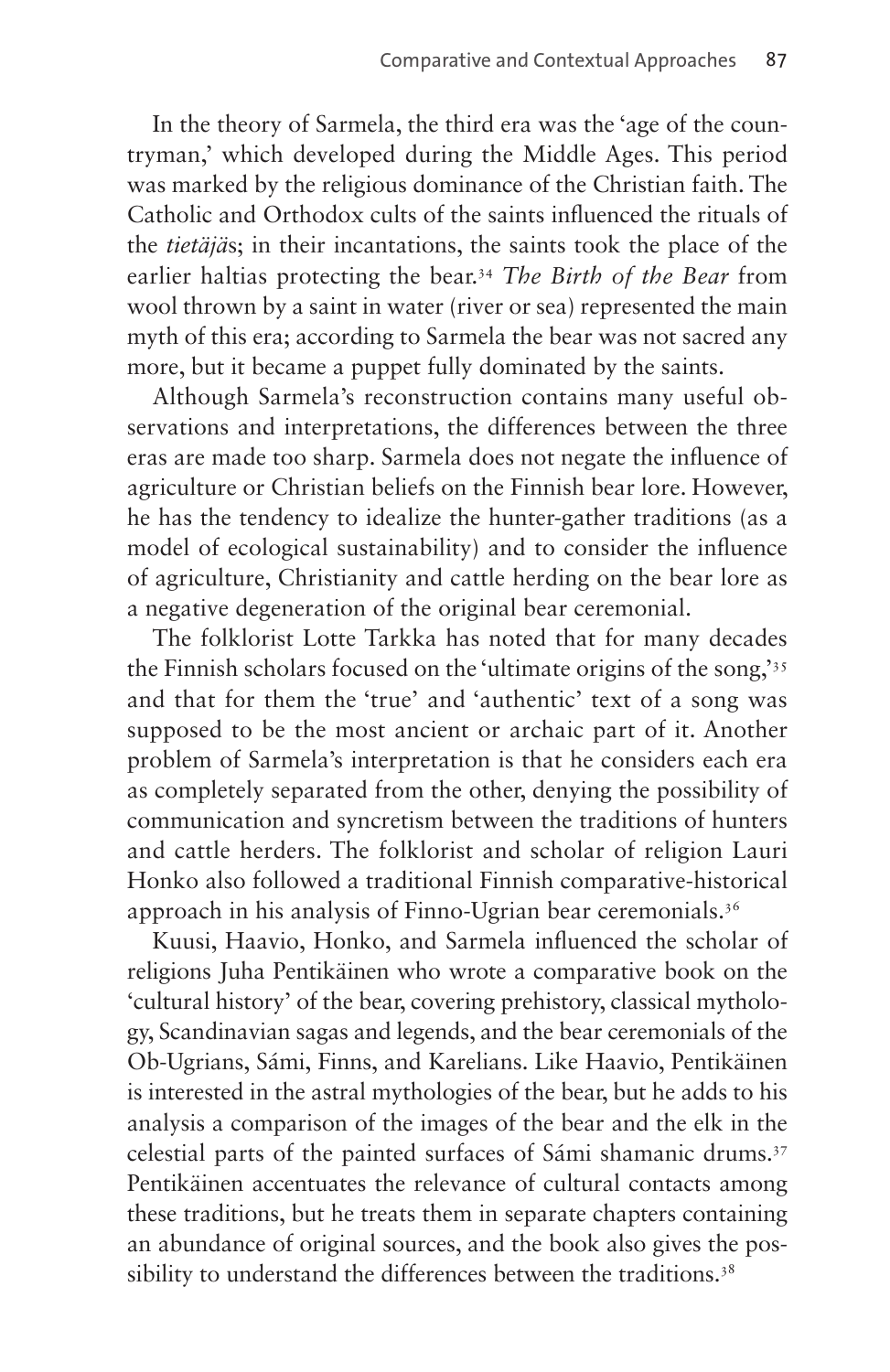In the theory of Sarmela, the third era was the 'age of the countryman,' which developed during the Middle Ages. This period was marked by the religious dominance of the Christian faith. The Catholic and Orthodox cults of the saints influenced the rituals of the *tietäjä*s; in their incantations, the saints took the place of the earlier haltias protecting the bear.[34] *The Birth of the Bear* from wool thrown by a saint in water (river or sea) represented the main myth of this era; according to Sarmela the bear was not sacred any more, but it became a puppet fully dominated by the saints.

Although Sarmela's reconstruction contains many useful observations and interpretations, the differences between the three eras are made too sharp. Sarmela does not negate the influence of agriculture or Christian beliefs on the Finnish bear lore. However, he has the tendency to idealize the hunter-gather traditions (as a model of ecological sustainability) and to consider the influence of agriculture, Christianity and cattle herding on the bear lore as a negative degeneration of the original bear ceremonial.

The folklorist Lotte Tarkka has noted that for many decades the Finnish scholars focused on the 'ultimate origins of the song,'[35] and that for them the 'true' and 'authentic' text of a song was supposed to be the most ancient or archaic part of it. Another problem of Sarmela's interpretation is that he considers each era as completely separated from the other, denying the possibility of communication and syncretism between the traditions of hunters and cattle herders. The folklorist and scholar of religion Lauri Honko also followed a traditional Finnish comparative-historical approach in his analysis of Finno-Ugrian bear ceremonials.[36]

Kuusi, Haavio, Honko, and Sarmela influenced the scholar of religions Juha Pentikäinen who wrote a comparative book on the 'cultural history' of the bear, covering prehistory, classical mythology, Scandinavian sagas and legends, and the bear ceremonials of the Ob-Ugrians, Sámi, Finns, and Karelians. Like Haavio, Pentikäinen is interested in the astral mythologies of the bear, but he adds to his analysis a comparison of the images of the bear and the elk in the celestial parts of the painted surfaces of Sámi shamanic drums.[37] Pentikäinen accentuates the relevance of cultural contacts among these traditions, but he treats them in separate chapters containing an abundance of original sources, and the book also gives the possibility to understand the differences between the traditions.[38]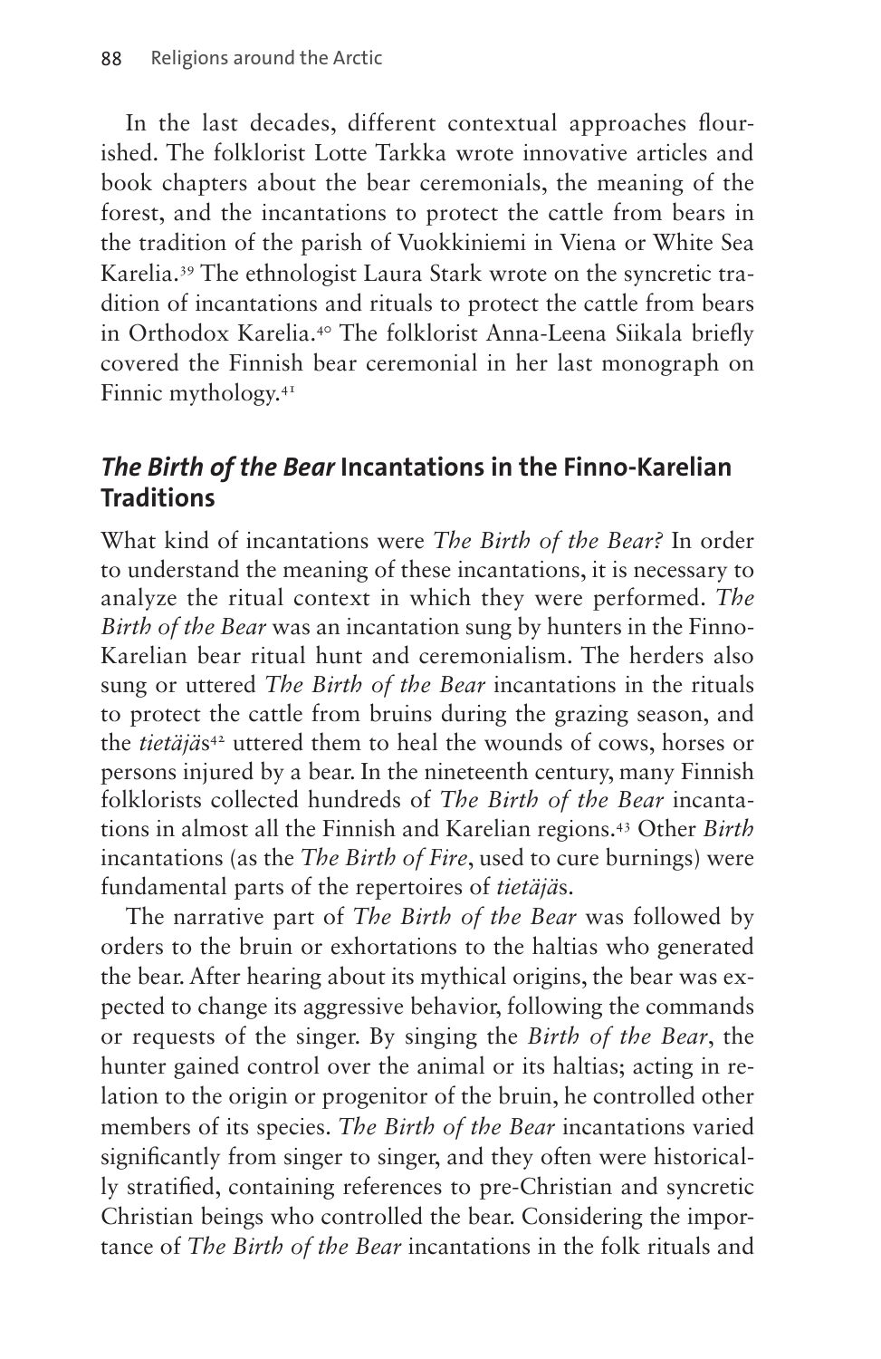In the last decades, different contextual approaches flourished. The folklorist Lotte Tarkka wrote innovative articles and book chapters about the bear ceremonials, the meaning of the forest, and the incantations to protect the cattle from bears in the tradition of the parish of Vuokkiniemi in Viena or White Sea Karelia.[39] The ethnologist Laura Stark wrote on the syncretic tradition of incantations and rituals to protect the cattle from bears in Orthodox Karelia.[40] The folklorist Anna-Leena Siikala briefly covered the Finnish bear ceremonial in her last monograph on Finnic mythology.[41]

## *The Birth of the Bear* Incantations in the Finno-Karelian Traditions

What kind of incantations were *The Birth of the Bear?* In order to understand the meaning of these incantations, it is necessary to analyze the ritual context in which they were performed. *The Birth of the Bear* was an incantation sung by hunters in the Finno-Karelian bear ritual hunt and ceremonialism. The herders also sung or uttered *The Birth of the Bear* incantations in the rituals to protect the cattle from bruins during the grazing season, and the *tietäjä*s[42] uttered them to heal the wounds of cows, horses or persons injured by a bear. In the nineteenth century, many Finnish folklorists collected hundreds of *The Birth of the Bear* incantations in almost all the Finnish and Karelian regions.[43] Other *Birth* incantations (as the *The Birth of Fire*, used to cure burnings) were fundamental parts of the repertoires of *tietäjä*s.

The narrative part of *The Birth of the Bear* was followed by orders to the bruin or exhortations to the haltias who generated the bear. After hearing about its mythical origins, the bear was expected to change its aggressive behavior, following the commands or requests of the singer. By singing the *Birth of the Bear*, the hunter gained control over the animal or its haltias; acting in relation to the origin or progenitor of the bruin, he controlled other members of its species. *The Birth of the Bear* incantations varied significantly from singer to singer, and they often were historically stratified, containing references to pre-Christian and syncretic Christian beings who controlled the bear. Considering the importance of *The Birth of the Bear* incantations in the folk rituals and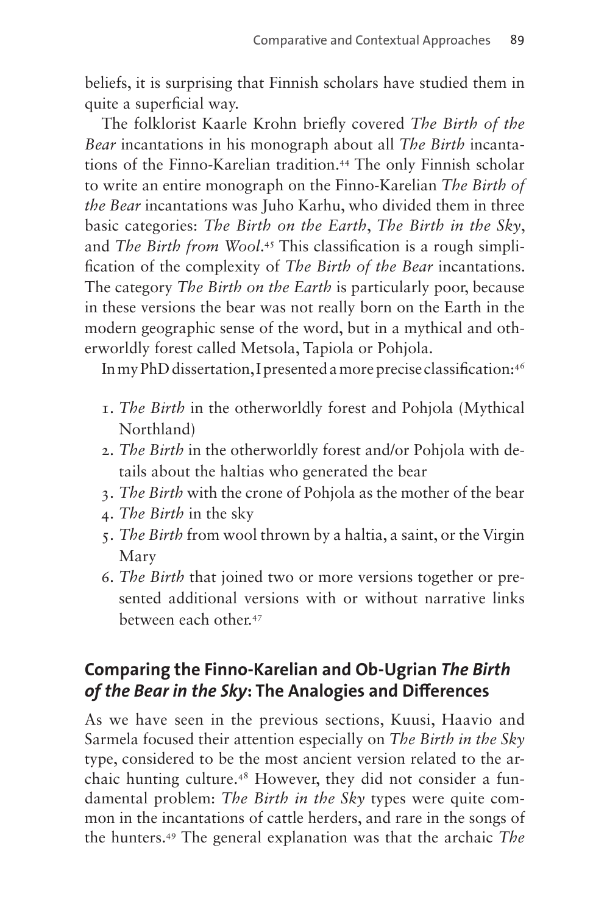beliefs, it is surprising that Finnish scholars have studied them in quite a superficial way.

The folklorist Kaarle Krohn briefly covered *The Birth of the Bear* incantations in his monograph about all *The Birth* incantations of the Finno-Karelian tradition.[44] The only Finnish scholar to write an entire monograph on the Finno-Karelian *The Birth of the Bear* incantations was Juho Karhu, who divided them in three basic categories: *The Birth on the Earth*, *The Birth in the Sky*, and *The Birth from Wool*.[45] This classification is a rough simplification of the complexity of *The Birth of the Bear* incantations. The category *The Birth on the Earth* is particularly poor, because in these versions the bear was not really born on the Earth in the modern geographic sense of the word, but in a mythical and otherworldly forest called Metsola, Tapiola or Pohjola.

In my PhD dissertation, I presented a more precise classification:[46]

1. *The Birth* in the otherworldly forest and Pohjola (Mythical Northland)
2. *The Birth* in the otherworldly forest and/or Pohjola with details about the haltias who generated the bear
3. *The Birth* with the crone of Pohjola as the mother of the bear
4. *The Birth* in the sky
5. *The Birth* from wool thrown by a haltia, a saint, or the Virgin Mary
6. *The Birth* that joined two or more versions together or presented additional versions with or without narrative links between each other.[47]

## Comparing the Finno-Karelian and Ob-Ugrian *The Birth of the Bear in the Sky*: The Analogies and Differences

As we have seen in the previous sections, Kuusi, Haavio and Sarmela focused their attention especially on *The Birth in the Sky* type, considered to be the most ancient version related to the archaic hunting culture.[48] However, they did not consider a fundamental problem: *The Birth in the Sky* types were quite common in the incantations of cattle herders, and rare in the songs of the hunters.[49] The general explanation was that the archaic *The*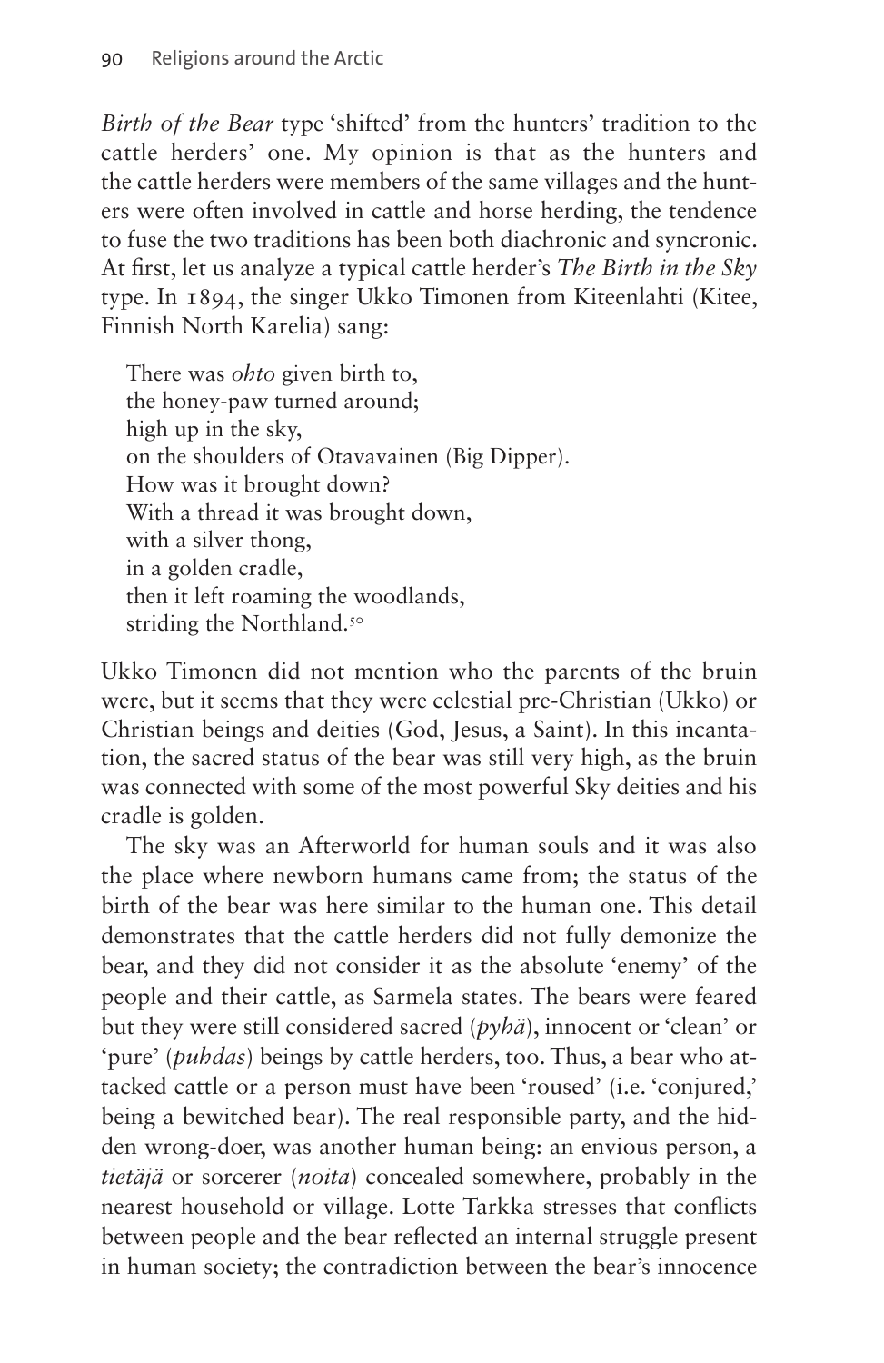*Birth of the Bear* type 'shifted' from the hunters' tradition to the cattle herders' one. My opinion is that as the hunters and the cattle herders were members of the same villages and the hunters were often involved in cattle and horse herding, the tendence to fuse the two traditions has been both diachronic and syncronic. At first, let us analyze a typical cattle herder's *The Birth in the Sky* type. In 1894, the singer Ukko Timonen from Kiteenlahti (Kitee, Finnish North Karelia) sang:

> There was *ohto* given birth to,
> the honey-paw turned around;
> high up in the sky,
> on the shoulders of Otavavainen (Big Dipper).
> How was it brought down?
> With a thread it was brought down,
> with a silver thong,
> in a golden cradle,
> then it left roaming the woodlands,
> striding the Northland.[50]

Ukko Timonen did not mention who the parents of the bruin were, but it seems that they were celestial pre-Christian (Ukko) or Christian beings and deities (God, Jesus, a Saint). In this incantation, the sacred status of the bear was still very high, as the bruin was connected with some of the most powerful Sky deities and his cradle is golden.

The sky was an Afterworld for human souls and it was also the place where newborn humans came from; the status of the birth of the bear was here similar to the human one. This detail demonstrates that the cattle herders did not fully demonize the bear, and they did not consider it as the absolute 'enemy' of the people and their cattle, as Sarmela states. The bears were feared but they were still considered sacred (*pyhä*), innocent or 'clean' or 'pure' (*puhdas*) beings by cattle herders, too. Thus, a bear who attacked cattle or a person must have been 'roused' (i.e. 'conjured,' being a bewitched bear). The real responsible party, and the hidden wrong-doer, was another human being: an envious person, a *tietäjä* or sorcerer (*noita*) concealed somewhere, probably in the nearest household or village. Lotte Tarkka stresses that conflicts between people and the bear reflected an internal struggle present in human society; the contradiction between the bear's innocence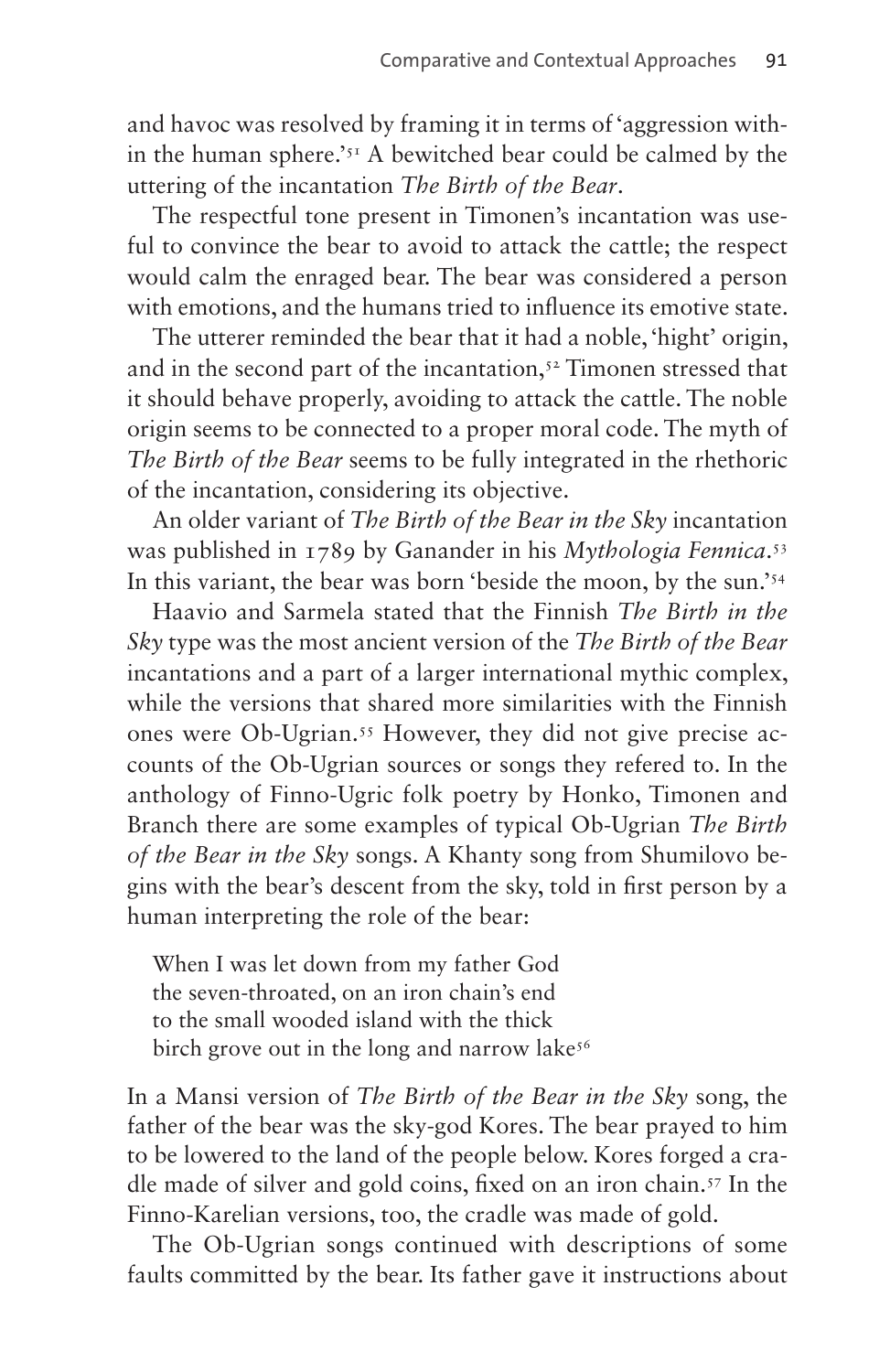and havoc was resolved by framing it in terms of 'aggression within the human sphere.'[51] A bewitched bear could be calmed by the uttering of the incantation *The Birth of the Bear*.

The respectful tone present in Timonen's incantation was useful to convince the bear to avoid to attack the cattle; the respect would calm the enraged bear. The bear was considered a person with emotions, and the humans tried to influence its emotive state.

The utterer reminded the bear that it had a noble, 'hight' origin, and in the second part of the incantation,[52] Timonen stressed that it should behave properly, avoiding to attack the cattle. The noble origin seems to be connected to a proper moral code. The myth of *The Birth of the Bear* seems to be fully integrated in the rhethoric of the incantation, considering its objective.

An older variant of *The Birth of the Bear in the Sky* incantation was published in 1789 by Ganander in his *Mythologia Fennica*.[53] In this variant, the bear was born 'beside the moon, by the sun.'[54]

Haavio and Sarmela stated that the Finnish *The Birth in the Sky* type was the most ancient version of the *The Birth of the Bear* incantations and a part of a larger international mythic complex, while the versions that shared more similarities with the Finnish ones were Ob-Ugrian.[55] However, they did not give precise accounts of the Ob-Ugrian sources or songs they refered to. In the anthology of Finno-Ugric folk poetry by Honko, Timonen and Branch there are some examples of typical Ob-Ugrian *The Birth of the Bear in the Sky* songs. A Khanty song from Shumilovo begins with the bear's descent from the sky, told in first person by a human interpreting the role of the bear:

> When I was let down from my father God
> the seven-throated, on an iron chain's end
> to the small wooded island with the thick
> birch grove out in the long and narrow lake[56]

In a Mansi version of *The Birth of the Bear in the Sky* song, the father of the bear was the sky-god Kores. The bear prayed to him to be lowered to the land of the people below. Kores forged a cradle made of silver and gold coins, fixed on an iron chain.[57] In the Finno-Karelian versions, too, the cradle was made of gold.

The Ob-Ugrian songs continued with descriptions of some faults committed by the bear. Its father gave it instructions about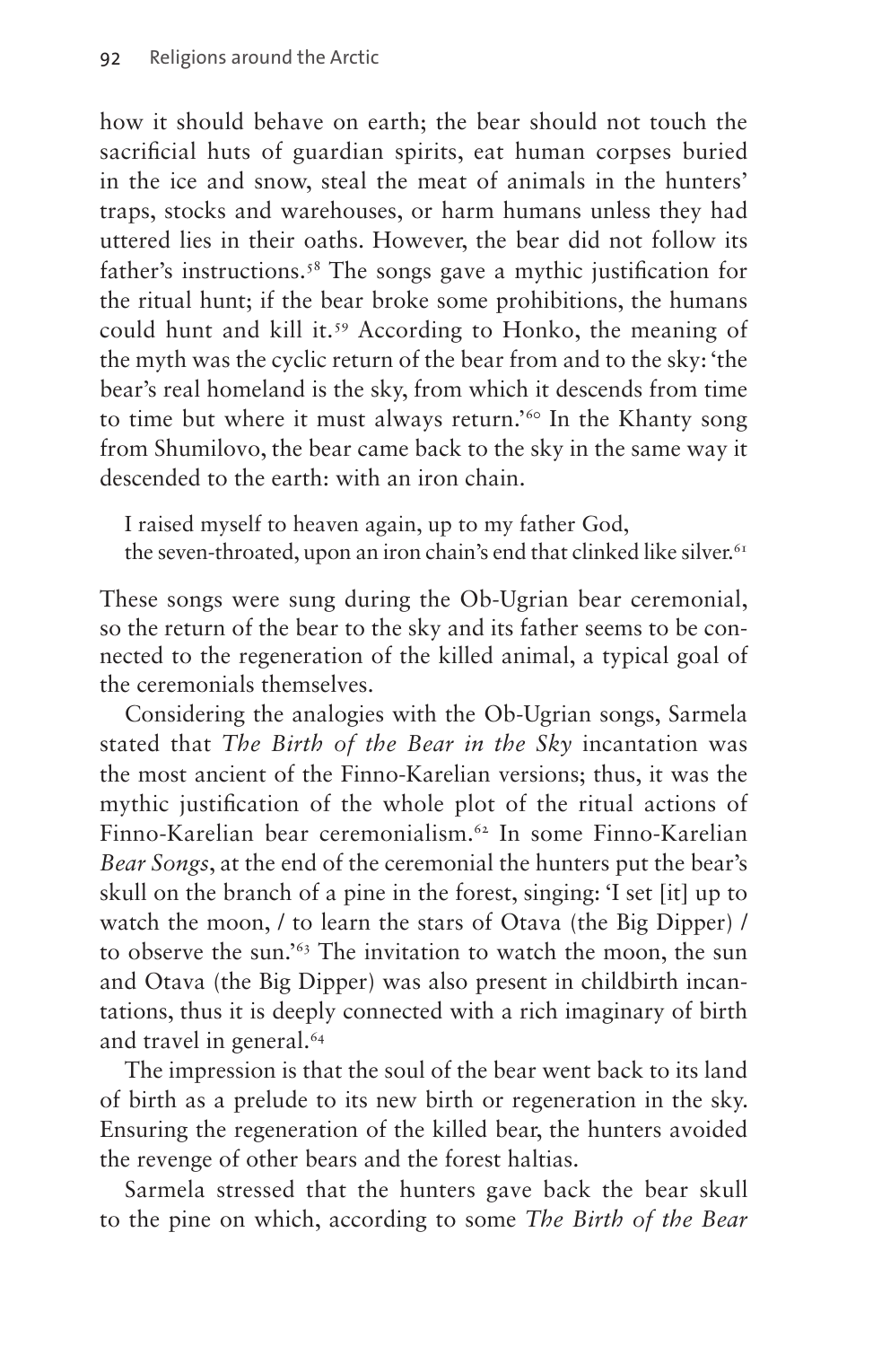how it should behave on earth; the bear should not touch the sacrificial huts of guardian spirits, eat human corpses buried in the ice and snow, steal the meat of animals in the hunters' traps, stocks and warehouses, or harm humans unless they had uttered lies in their oaths. However, the bear did not follow its father's instructions.[58] The songs gave a mythic justification for the ritual hunt; if the bear broke some prohibitions, the humans could hunt and kill it.[59] According to Honko, the meaning of the myth was the cyclic return of the bear from and to the sky: 'the bear's real homeland is the sky, from which it descends from time to time but where it must always return.'[60] In the Khanty song from Shumilovo, the bear came back to the sky in the same way it descended to the earth: with an iron chain.

> I raised myself to heaven again, up to my father God,
> the seven-throated, upon an iron chain's end that clinked like silver.[61]

These songs were sung during the Ob-Ugrian bear ceremonial, so the return of the bear to the sky and its father seems to be connected to the regeneration of the killed animal, a typical goal of the ceremonials themselves.

Considering the analogies with the Ob-Ugrian songs, Sarmela stated that *The Birth of the Bear in the Sky* incantation was the most ancient of the Finno-Karelian versions; thus, it was the mythic justification of the whole plot of the ritual actions of Finno-Karelian bear ceremonialism.[62] In some Finno-Karelian *Bear Songs*, at the end of the ceremonial the hunters put the bear's skull on the branch of a pine in the forest, singing: 'I set [it] up to watch the moon, / to learn the stars of Otava (the Big Dipper) / to observe the sun.'[63] The invitation to watch the moon, the sun and Otava (the Big Dipper) was also present in childbirth incantations, thus it is deeply connected with a rich imaginary of birth and travel in general.[64]

The impression is that the soul of the bear went back to its land of birth as a prelude to its new birth or regeneration in the sky. Ensuring the regeneration of the killed bear, the hunters avoided the revenge of other bears and the forest haltias.

Sarmela stressed that the hunters gave back the bear skull to the pine on which, according to some *The Birth of the Bear*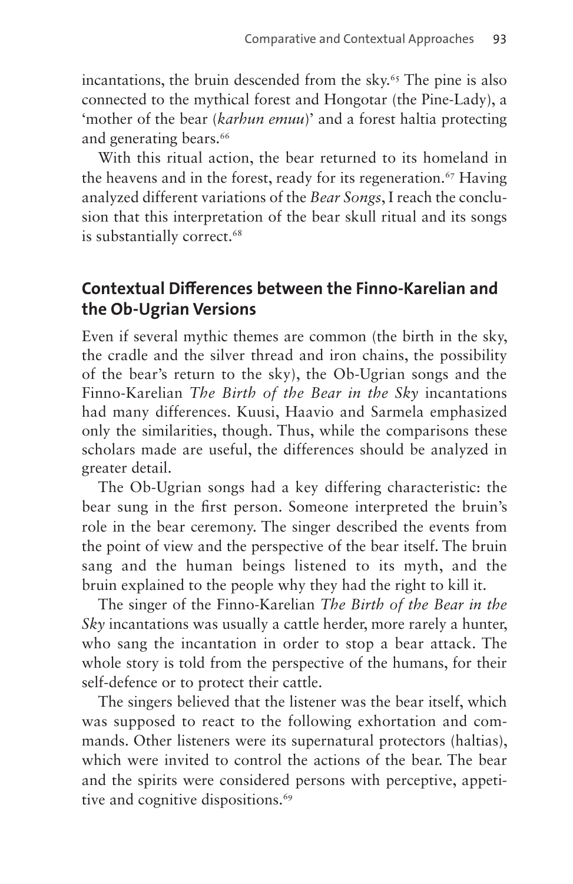incantations, the bruin descended from the sky.[65] The pine is also connected to the mythical forest and Hongotar (the Pine-Lady), a 'mother of the bear (*karhun emuu*)' and a forest haltia protecting and generating bears.[66]

With this ritual action, the bear returned to its homeland in the heavens and in the forest, ready for its regeneration.[67] Having analyzed different variations of the *Bear Songs*, I reach the conclusion that this interpretation of the bear skull ritual and its songs is substantially correct.[68]

## Contextual Differences between the Finno-Karelian and the Ob-Ugrian Versions

Even if several mythic themes are common (the birth in the sky, the cradle and the silver thread and iron chains, the possibility of the bear's return to the sky), the Ob-Ugrian songs and the Finno-Karelian *The Birth of the Bear in the Sky* incantations had many differences. Kuusi, Haavio and Sarmela emphasized only the similarities, though. Thus, while the comparisons these scholars made are useful, the differences should be analyzed in greater detail.

The Ob-Ugrian songs had a key differing characteristic: the bear sung in the first person. Someone interpreted the bruin's role in the bear ceremony. The singer described the events from the point of view and the perspective of the bear itself. The bruin sang and the human beings listened to its myth, and the bruin explained to the people why they had the right to kill it.

The singer of the Finno-Karelian *The Birth of the Bear in the Sky* incantations was usually a cattle herder, more rarely a hunter, who sang the incantation in order to stop a bear attack. The whole story is told from the perspective of the humans, for their self-defence or to protect their cattle.

The singers believed that the listener was the bear itself, which was supposed to react to the following exhortation and commands. Other listeners were its supernatural protectors (haltias), which were invited to control the actions of the bear. The bear and the spirits were considered persons with perceptive, appetitive and cognitive dispositions.[69]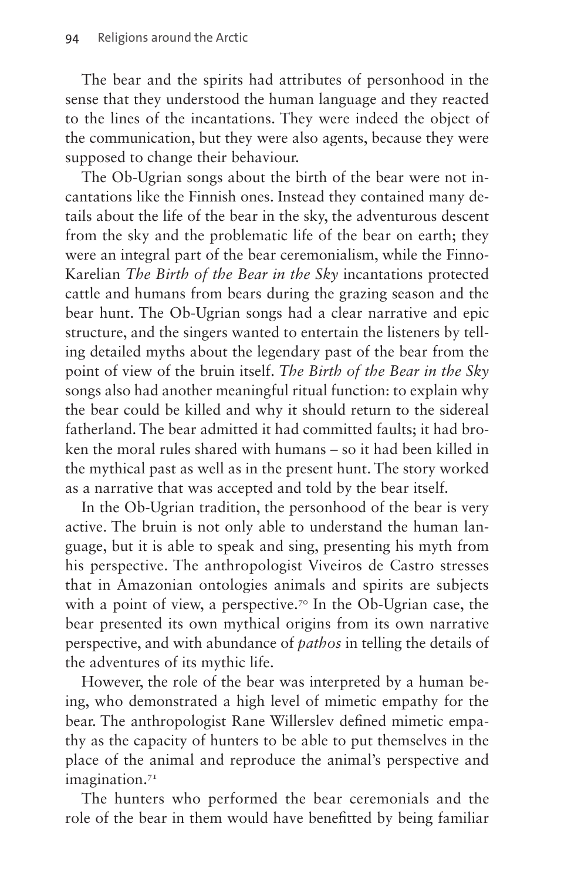The bear and the spirits had attributes of personhood in the sense that they understood the human language and they reacted to the lines of the incantations. They were indeed the object of the communication, but they were also agents, because they were supposed to change their behaviour.

The Ob-Ugrian songs about the birth of the bear were not incantations like the Finnish ones. Instead they contained many details about the life of the bear in the sky, the adventurous descent from the sky and the problematic life of the bear on earth; they were an integral part of the bear ceremonialism, while the Finno-Karelian *The Birth of the Bear in the Sky* incantations protected cattle and humans from bears during the grazing season and the bear hunt. The Ob-Ugrian songs had a clear narrative and epic structure, and the singers wanted to entertain the listeners by telling detailed myths about the legendary past of the bear from the point of view of the bruin itself. *The Birth of the Bear in the Sky* songs also had another meaningful ritual function: to explain why the bear could be killed and why it should return to the sidereal fatherland. The bear admitted it had committed faults; it had broken the moral rules shared with humans – so it had been killed in the mythical past as well as in the present hunt. The story worked as a narrative that was accepted and told by the bear itself.

In the Ob-Ugrian tradition, the personhood of the bear is very active. The bruin is not only able to understand the human language, but it is able to speak and sing, presenting his myth from his perspective. The anthropologist Viveiros de Castro stresses that in Amazonian ontologies animals and spirits are subjects with a point of view, a perspective.[70] In the Ob-Ugrian case, the bear presented its own mythical origins from its own narrative perspective, and with abundance of *pathos* in telling the details of the adventures of its mythic life.

However, the role of the bear was interpreted by a human being, who demonstrated a high level of mimetic empathy for the bear. The anthropologist Rane Willerslev defined mimetic empathy as the capacity of hunters to be able to put themselves in the place of the animal and reproduce the animal's perspective and imagination.[71]

The hunters who performed the bear ceremonials and the role of the bear in them would have benefitted by being familiar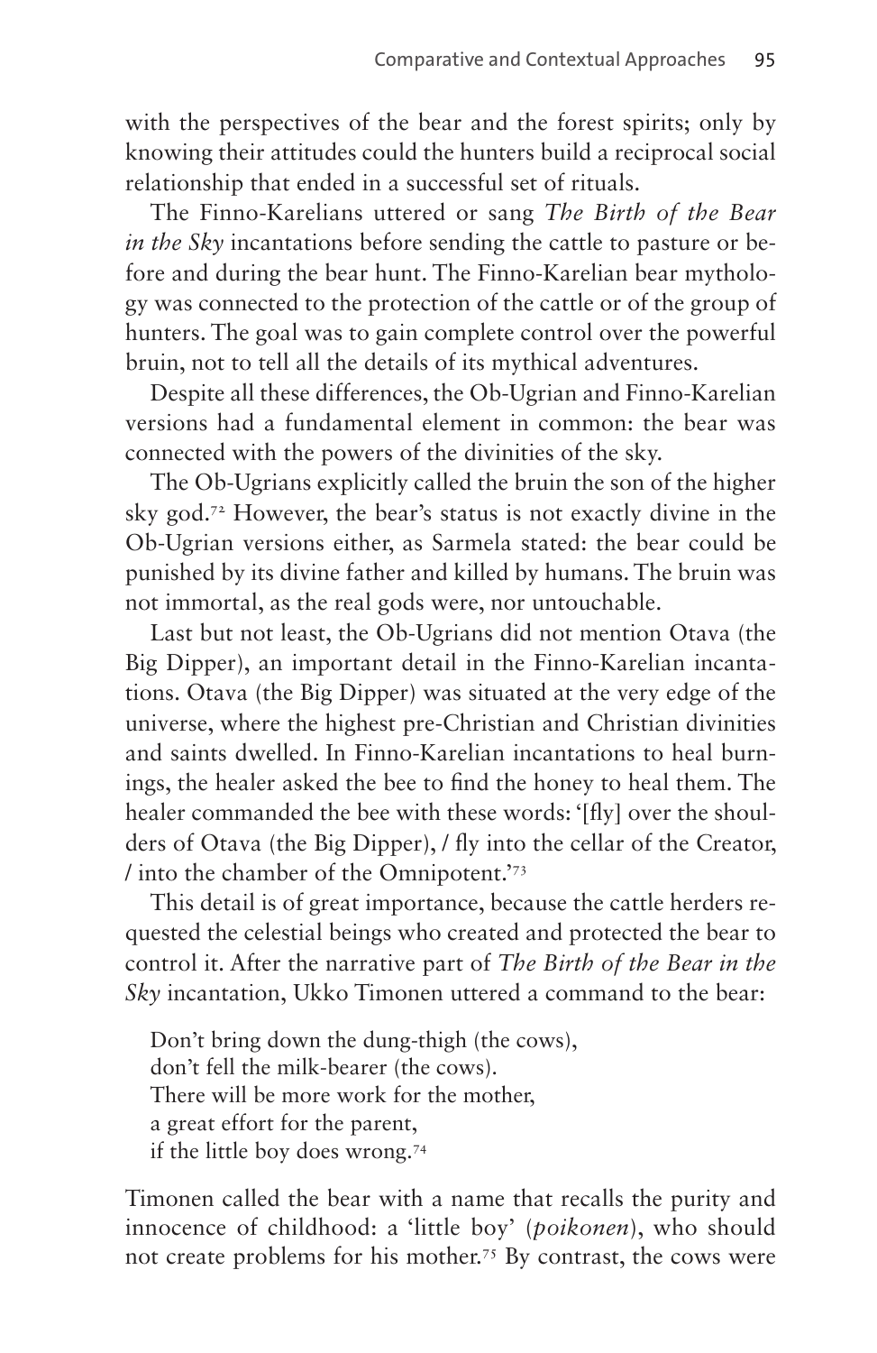with the perspectives of the bear and the forest spirits; only by knowing their attitudes could the hunters build a reciprocal social relationship that ended in a successful set of rituals.

The Finno-Karelians uttered or sang *The Birth of the Bear in the Sky* incantations before sending the cattle to pasture or before and during the bear hunt. The Finno-Karelian bear mythology was connected to the protection of the cattle or of the group of hunters. The goal was to gain complete control over the powerful bruin, not to tell all the details of its mythical adventures.

Despite all these differences, the Ob-Ugrian and Finno-Karelian versions had a fundamental element in common: the bear was connected with the powers of the divinities of the sky.

The Ob-Ugrians explicitly called the bruin the son of the higher sky god.[72] However, the bear's status is not exactly divine in the Ob-Ugrian versions either, as Sarmela stated: the bear could be punished by its divine father and killed by humans. The bruin was not immortal, as the real gods were, nor untouchable.

Last but not least, the Ob-Ugrians did not mention Otava (the Big Dipper), an important detail in the Finno-Karelian incantations. Otava (the Big Dipper) was situated at the very edge of the universe, where the highest pre-Christian and Christian divinities and saints dwelled. In Finno-Karelian incantations to heal burnings, the healer asked the bee to find the honey to heal them. The healer commanded the bee with these words: '[fly] over the shoulders of Otava (the Big Dipper), / fly into the cellar of the Creator, / into the chamber of the Omnipotent.'[73]

This detail is of great importance, because the cattle herders requested the celestial beings who created and protected the bear to control it. After the narrative part of *The Birth of the Bear in the Sky* incantation, Ukko Timonen uttered a command to the bear:

> Don't bring down the dung-thigh (the cows),
> don't fell the milk-bearer (the cows).
> There will be more work for the mother,
> a great effort for the parent,
> if the little boy does wrong.[74]

Timonen called the bear with a name that recalls the purity and innocence of childhood: a 'little boy' (*poikonen*), who should not create problems for his mother.[75] By contrast, the cows were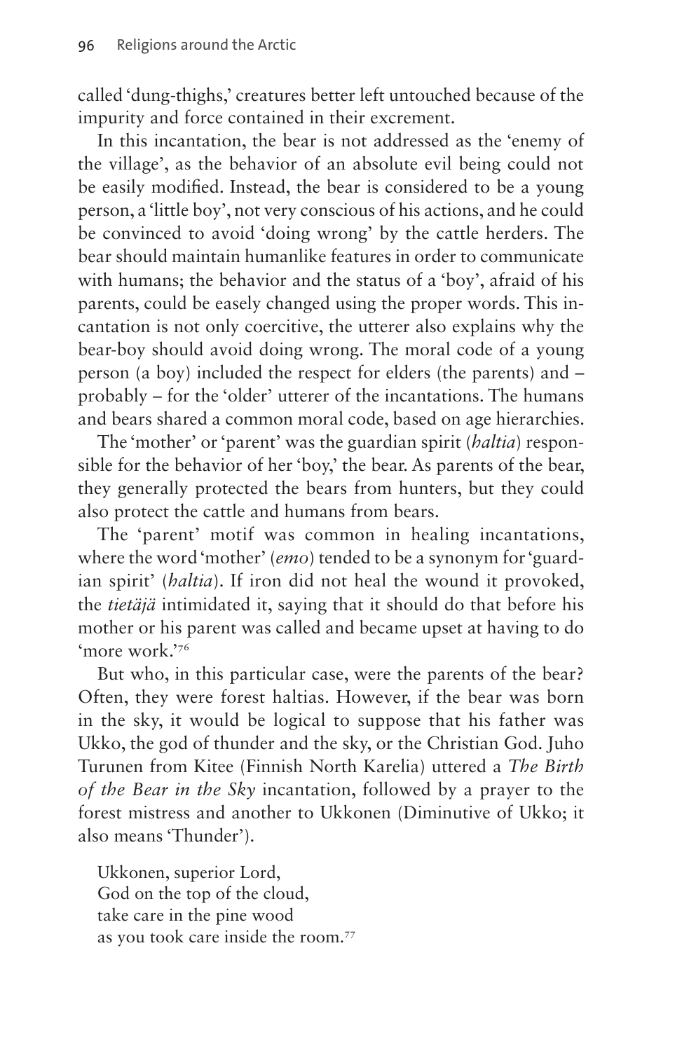called 'dung-thighs,' creatures better left untouched because of the impurity and force contained in their excrement.

In this incantation, the bear is not addressed as the 'enemy of the village', as the behavior of an absolute evil being could not be easily modified. Instead, the bear is considered to be a young person, a 'little boy', not very conscious of his actions, and he could be convinced to avoid 'doing wrong' by the cattle herders. The bear should maintain humanlike features in order to communicate with humans; the behavior and the status of a 'boy', afraid of his parents, could be easely changed using the proper words. This incantation is not only coercitive, the utterer also explains why the bear-boy should avoid doing wrong. The moral code of a young person (a boy) included the respect for elders (the parents) and – probably – for the 'older' utterer of the incantations. The humans and bears shared a common moral code, based on age hierarchies.

The 'mother' or 'parent' was the guardian spirit (*haltia*) responsible for the behavior of her 'boy,' the bear. As parents of the bear, they generally protected the bears from hunters, but they could also protect the cattle and humans from bears.

The 'parent' motif was common in healing incantations, where the word 'mother' (*emo*) tended to be a synonym for 'guardian spirit' (*haltia*). If iron did not heal the wound it provoked, the *tietäjä* intimidated it, saying that it should do that before his mother or his parent was called and became upset at having to do 'more work.'[76]

But who, in this particular case, were the parents of the bear? Often, they were forest haltias. However, if the bear was born in the sky, it would be logical to suppose that his father was Ukko, the god of thunder and the sky, or the Christian God. Juho Turunen from Kitee (Finnish North Karelia) uttered a *The Birth of the Bear in the Sky* incantation, followed by a prayer to the forest mistress and another to Ukkonen (Diminutive of Ukko; it also means 'Thunder').

> Ukkonen, superior Lord,
> God on the top of the cloud,
> take care in the pine wood
> as you took care inside the room.[77]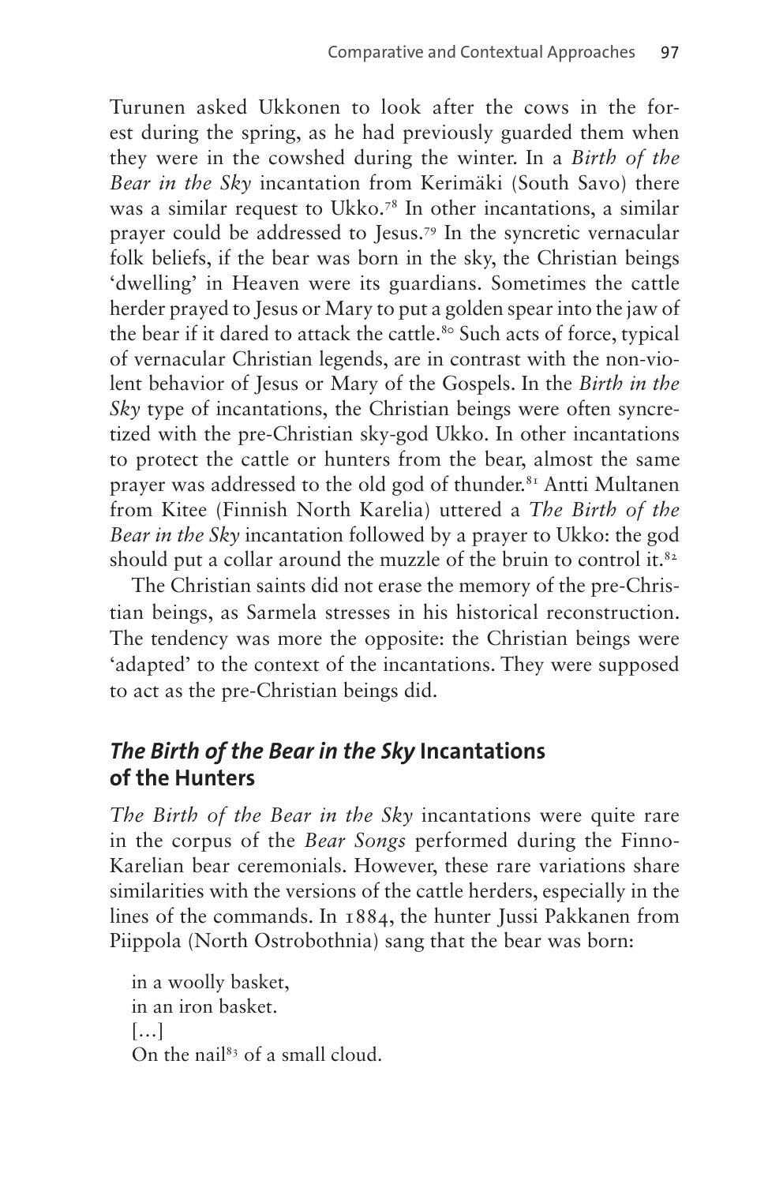Turunen asked Ukkonen to look after the cows in the forest during the spring, as he had previously guarded them when they were in the cowshed during the winter. In a *Birth of the Bear in the Sky* incantation from Kerimäki (South Savo) there was a similar request to Ukko.[78] In other incantations, a similar prayer could be addressed to Jesus.[79] In the syncretic vernacular folk beliefs, if the bear was born in the sky, the Christian beings 'dwelling' in Heaven were its guardians. Sometimes the cattle herder prayed to Jesus or Mary to put a golden spear into the jaw of the bear if it dared to attack the cattle.[80] Such acts of force, typical of vernacular Christian legends, are in contrast with the non-violent behavior of Jesus or Mary of the Gospels. In the *Birth in the Sky* type of incantations, the Christian beings were often syncretized with the pre-Christian sky-god Ukko. In other incantations to protect the cattle or hunters from the bear, almost the same prayer was addressed to the old god of thunder.[81] Antti Multanen from Kitee (Finnish North Karelia) uttered a *The Birth of the Bear in the Sky* incantation followed by a prayer to Ukko: the god should put a collar around the muzzle of the bruin to control it.[82]

The Christian saints did not erase the memory of the pre-Christian beings, as Sarmela stresses in his historical reconstruction. The tendency was more the opposite: the Christian beings were 'adapted' to the context of the incantations. They were supposed to act as the pre-Christian beings did.

## *The Birth of the Bear in the Sky* Incantations of the Hunters

*The Birth of the Bear in the Sky* incantations were quite rare in the corpus of the *Bear Songs* performed during the Finno-Karelian bear ceremonials. However, these rare variations share similarities with the versions of the cattle herders, especially in the lines of the commands. In 1884, the hunter Jussi Pakkanen from Piippola (North Ostrobothnia) sang that the bear was born:

> in a woolly basket,
> in an iron basket.
> […]
> On the nail[83] of a small cloud.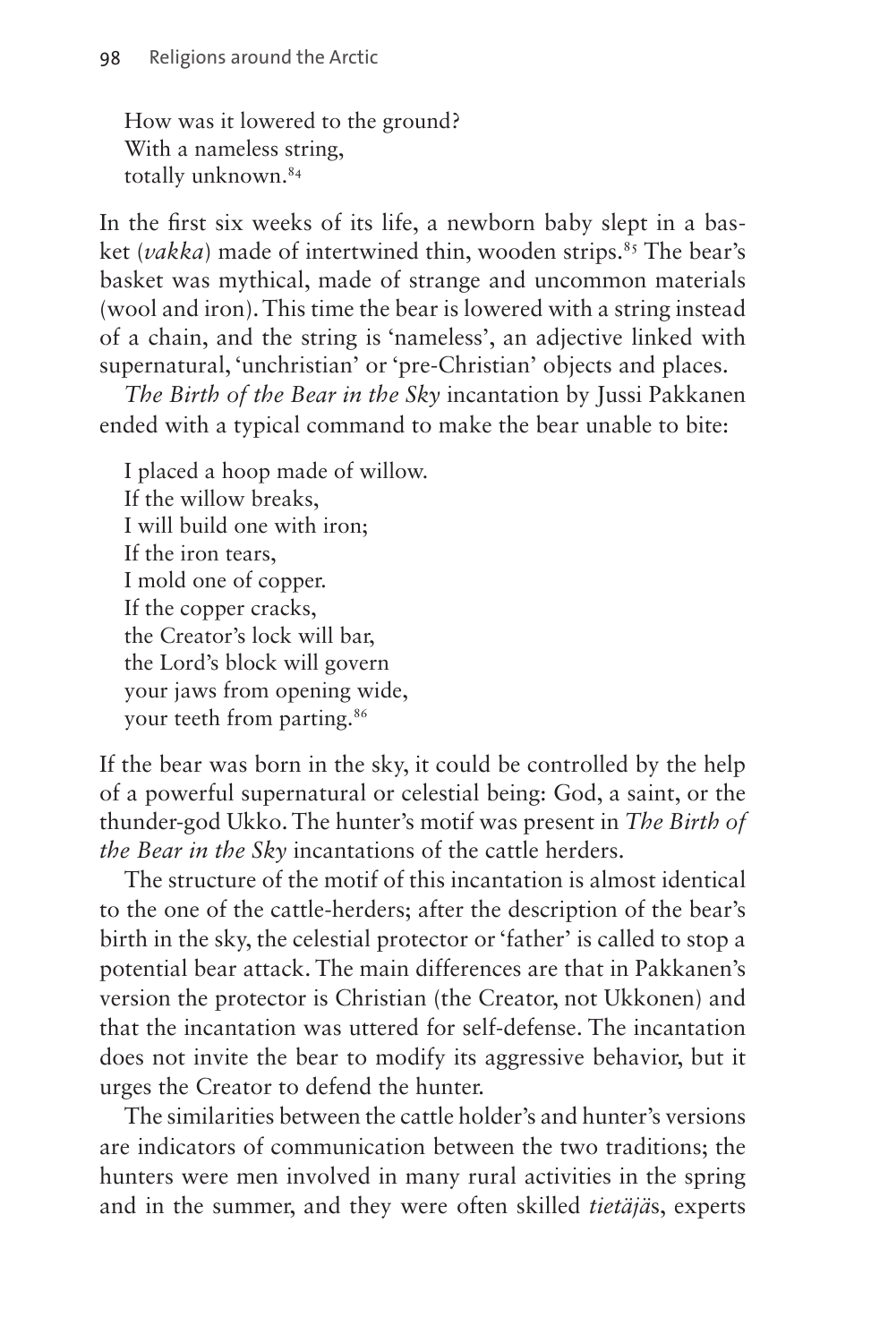How was it lowered to the ground?  
With a nameless string,  
totally unknown.[84]

In the first six weeks of its life, a newborn baby slept in a basket (*vakka*) made of intertwined thin, wooden strips.[85] The bear's basket was mythical, made of strange and uncommon materials (wool and iron). This time the bear is lowered with a string instead of a chain, and the string is 'nameless', an adjective linked with supernatural, 'unchristian' or 'pre-Christian' objects and places.

*The Birth of the Bear in the Sky* incantation by Jussi Pakkanen ended with a typical command to make the bear unable to bite:

I placed a hoop made of willow.  
If the willow breaks,  
I will build one with iron;  
If the iron tears,  
I mold one of copper.  
If the copper cracks,  
the Creator's lock will bar,  
the Lord's block will govern  
your jaws from opening wide,  
your teeth from parting.[86]

If the bear was born in the sky, it could be controlled by the help of a powerful supernatural or celestial being: God, a saint, or the thunder-god Ukko. The hunter's motif was present in *The Birth of the Bear in the Sky* incantations of the cattle herders.

The structure of the motif of this incantation is almost identical to the one of the cattle-herders; after the description of the bear's birth in the sky, the celestial protector or 'father' is called to stop a potential bear attack. The main differences are that in Pakkanen's version the protector is Christian (the Creator, not Ukkonen) and that the incantation was uttered for self-defense. The incantation does not invite the bear to modify its aggressive behavior, but it urges the Creator to defend the hunter.

The similarities between the cattle holder's and hunter's versions are indicators of communication between the two traditions; the hunters were men involved in many rural activities in the spring and in the summer, and they were often skilled *tietäjä*s, experts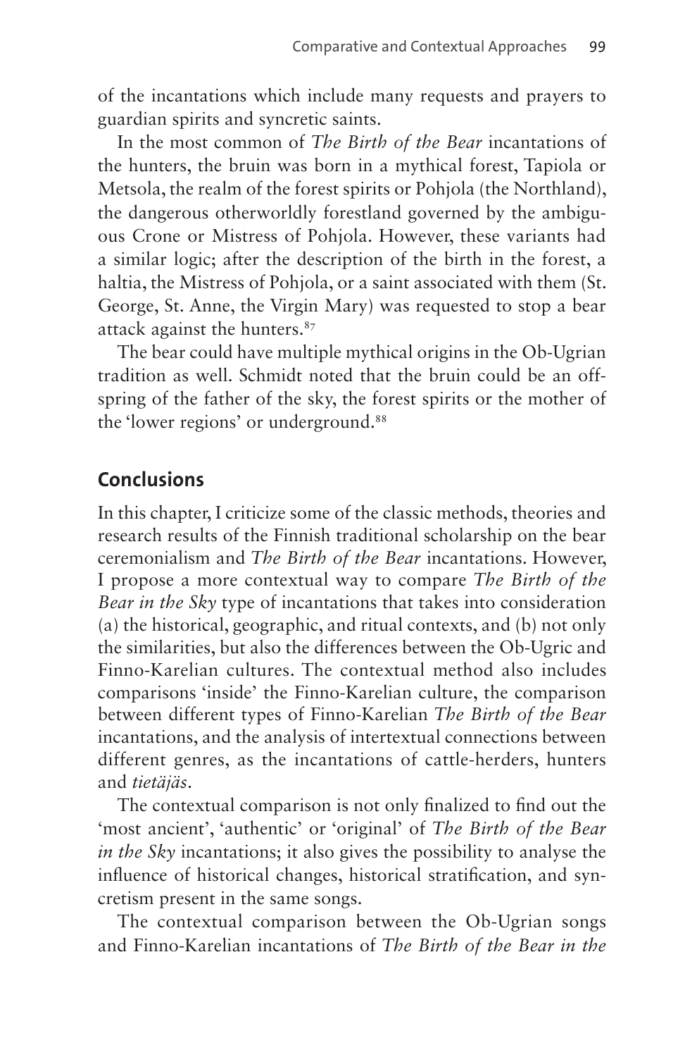of the incantations which include many requests and prayers to guardian spirits and syncretic saints.

In the most common of *The Birth of the Bear* incantations of the hunters, the bruin was born in a mythical forest, Tapiola or Metsola, the realm of the forest spirits or Pohjola (the Northland), the dangerous otherworldly forestland governed by the ambiguous Crone or Mistress of Pohjola. However, these variants had a similar logic; after the description of the birth in the forest, a haltia, the Mistress of Pohjola, or a saint associated with them (St. George, St. Anne, the Virgin Mary) was requested to stop a bear attack against the hunters.[87]

The bear could have multiple mythical origins in the Ob-Ugrian tradition as well. Schmidt noted that the bruin could be an offspring of the father of the sky, the forest spirits or the mother of the 'lower regions' or underground.[88]

## Conclusions

In this chapter, I criticize some of the classic methods, theories and research results of the Finnish traditional scholarship on the bear ceremonialism and *The Birth of the Bear* incantations. However, I propose a more contextual way to compare *The Birth of the Bear in the Sky* type of incantations that takes into consideration (a) the historical, geographic, and ritual contexts, and (b) not only the similarities, but also the differences between the Ob-Ugric and Finno-Karelian cultures. The contextual method also includes comparisons 'inside' the Finno-Karelian culture, the comparison between different types of Finno-Karelian *The Birth of the Bear* incantations, and the analysis of intertextual connections between different genres, as the incantations of cattle-herders, hunters and *tietäjäs*.

The contextual comparison is not only finalized to find out the 'most ancient', 'authentic' or 'original' of *The Birth of the Bear in the Sky* incantations; it also gives the possibility to analyse the influence of historical changes, historical stratification, and syncretism present in the same songs.

The contextual comparison between the Ob-Ugrian songs and Finno-Karelian incantations of *The Birth of the Bear in the*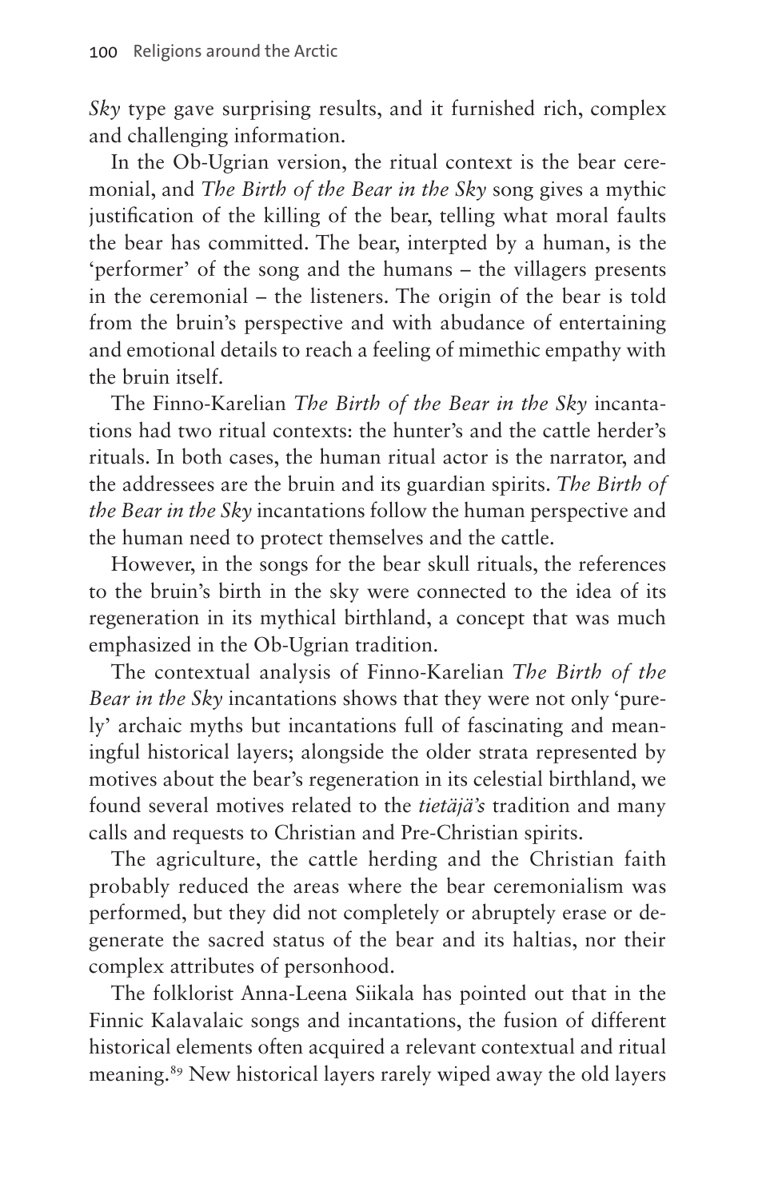*Sky* type gave surprising results, and it furnished rich, complex and challenging information.

In the Ob-Ugrian version, the ritual context is the bear ceremonial, and *The Birth of the Bear in the Sky* song gives a mythic justification of the killing of the bear, telling what moral faults the bear has committed. The bear, interpted by a human, is the 'performer' of the song and the humans – the villagers presents in the ceremonial – the listeners. The origin of the bear is told from the bruin's perspective and with abudance of entertaining and emotional details to reach a feeling of mimethic empathy with the bruin itself.

The Finno-Karelian *The Birth of the Bear in the Sky* incantations had two ritual contexts: the hunter's and the cattle herder's rituals. In both cases, the human ritual actor is the narrator, and the addressees are the bruin and its guardian spirits. *The Birth of the Bear in the Sky* incantations follow the human perspective and the human need to protect themselves and the cattle.

However, in the songs for the bear skull rituals, the references to the bruin's birth in the sky were connected to the idea of its regeneration in its mythical birthland, a concept that was much emphasized in the Ob-Ugrian tradition.

The contextual analysis of Finno-Karelian *The Birth of the Bear in the Sky* incantations shows that they were not only 'purely' archaic myths but incantations full of fascinating and meaningful historical layers; alongside the older strata represented by motives about the bear's regeneration in its celestial birthland, we found several motives related to the *tietäjä's* tradition and many calls and requests to Christian and Pre-Christian spirits.

The agriculture, the cattle herding and the Christian faith probably reduced the areas where the bear ceremonialism was performed, but they did not completely or abruptely erase or degenerate the sacred status of the bear and its haltias, nor their complex attributes of personhood.

The folklorist Anna-Leena Siikala has pointed out that in the Finnic Kalavalaic songs and incantations, the fusion of different historical elements often acquired a relevant contextual and ritual meaning.[89] New historical layers rarely wiped away the old layers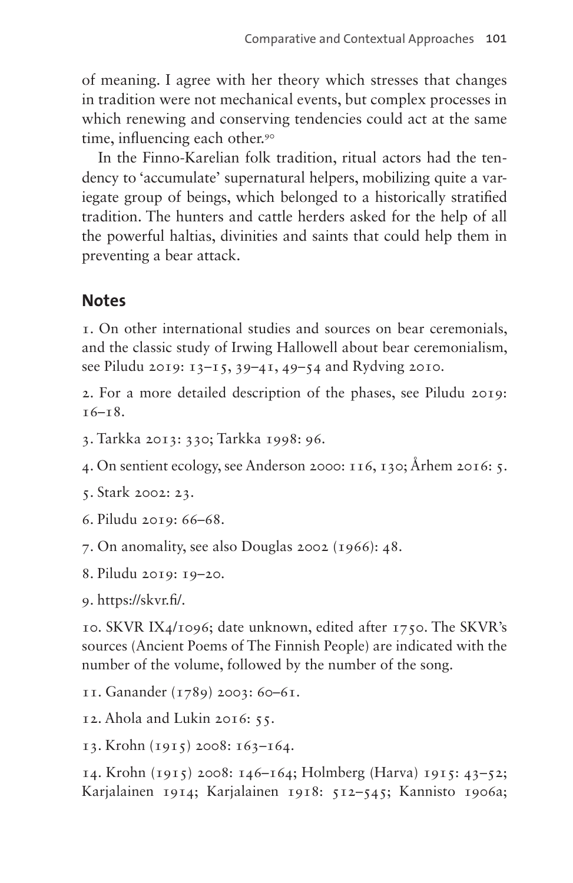of meaning. I agree with her theory which stresses that changes in tradition were not mechanical events, but complex processes in which renewing and conserving tendencies could act at the same time, influencing each other.[90]

In the Finno-Karelian folk tradition, ritual actors had the tendency to 'accumulate' supernatural helpers, mobilizing quite a variegate group of beings, which belonged to a historically stratified tradition. The hunters and cattle herders asked for the help of all the powerful haltias, divinities and saints that could help them in preventing a bear attack.

## Notes

1. On other international studies and sources on bear ceremonials, and the classic study of Irwing Hallowell about bear ceremonialism, see Piludu 2019: 13–15, 39–41, 49–54 and Rydving 2010.

2. For a more detailed description of the phases, see Piludu 2019: 16–18.

3. Tarkka 2013: 330; Tarkka 1998: 96.

4. On sentient ecology, see Anderson 2000: 116, 130; Århem 2016: 5.

5. Stark 2002: 23.

6. Piludu 2019: 66–68.

7. On anomality, see also Douglas 2002 (1966): 48.

8. Piludu 2019: 19–20.

9. https://skvr.fi/.

10. SKVR IX4/1096; date unknown, edited after 1750. The SKVR's sources (Ancient Poems of The Finnish People) are indicated with the number of the volume, followed by the number of the song.

11. Ganander (1789) 2003: 60–61.

12. Ahola and Lukin 2016: 55.

13. Krohn (1915) 2008: 163–164.

14. Krohn (1915) 2008: 146–164; Holmberg (Harva) 1915: 43–52; Karjalainen 1914; Karjalainen 1918: 512–545; Kannisto 1906a;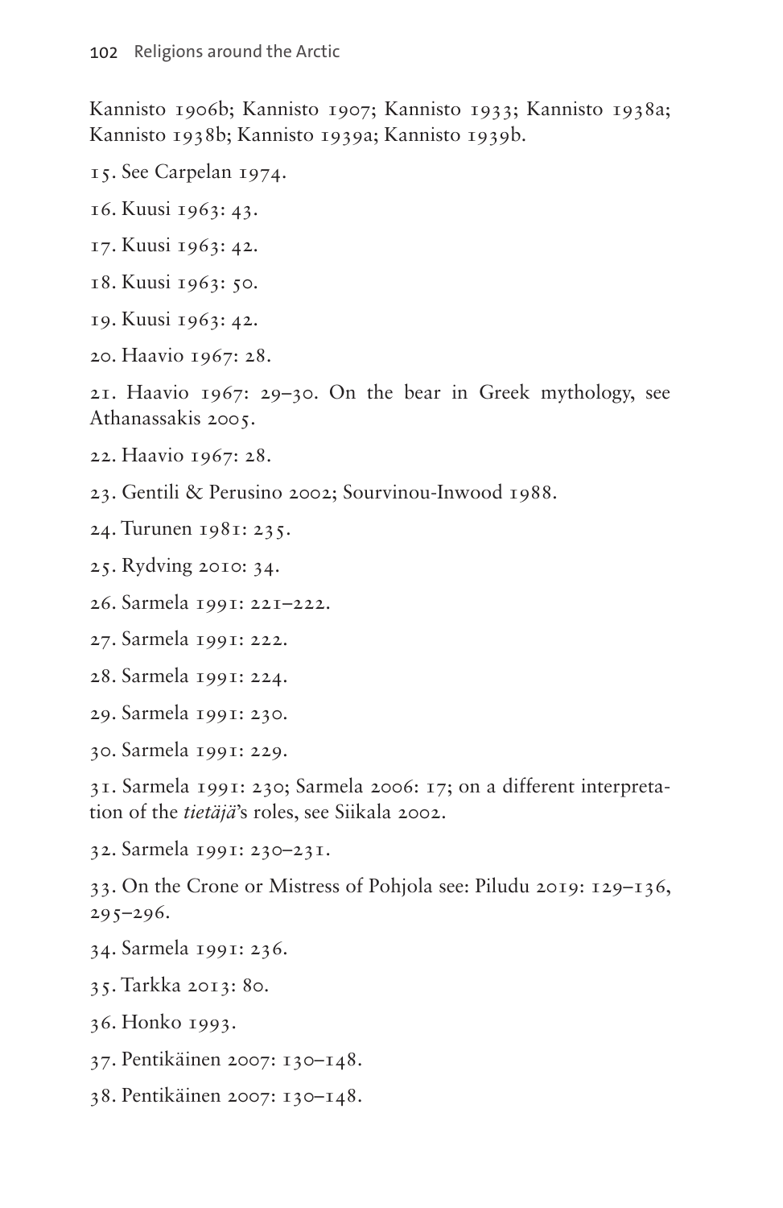Kannisto 1906b; Kannisto 1907; Kannisto 1933; Kannisto 1938a; Kannisto 1938b; Kannisto 1939a; Kannisto 1939b.

15. See Carpelan 1974.

16. Kuusi 1963: 43.

17. Kuusi 1963: 42.

18. Kuusi 1963: 50.

19. Kuusi 1963: 42.

20. Haavio 1967: 28.

21. Haavio 1967: 29–30. On the bear in Greek mythology, see Athanassakis 2005.

22. Haavio 1967: 28.

23. Gentili & Perusino 2002; Sourvinou-Inwood 1988.

24. Turunen 1981: 235.

25. Rydving 2010: 34.

26. Sarmela 1991: 221–222.

27. Sarmela 1991: 222.

28. Sarmela 1991: 224.

29. Sarmela 1991: 230.

30. Sarmela 1991: 229.

31. Sarmela 1991: 230; Sarmela 2006: 17; on a different interpretation of the *tietäjä*'s roles, see Siikala 2002.

32. Sarmela 1991: 230–231.

33. On the Crone or Mistress of Pohjola see: Piludu 2019: 129–136, 295–296.

34. Sarmela 1991: 236.

35. Tarkka 2013: 80.

36. Honko 1993.

37. Pentikäinen 2007: 130–148.

38. Pentikäinen 2007: 130–148.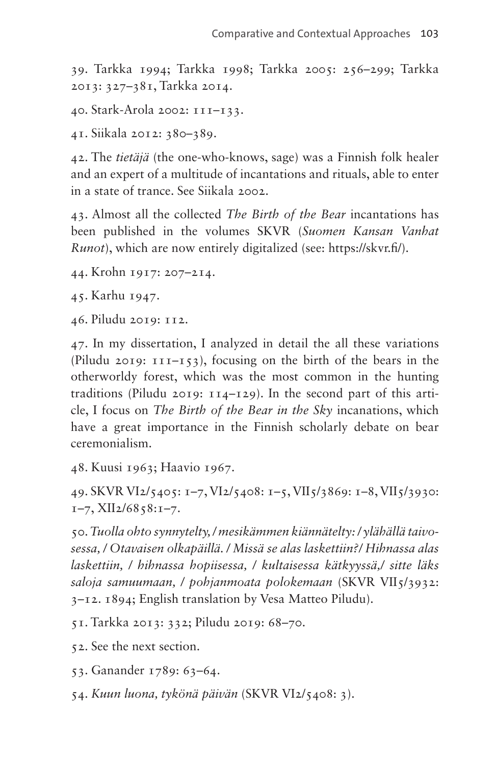39. Tarkka 1994; Tarkka 1998; Tarkka 2005: 256–299; Tarkka 2013: 327–381, Tarkka 2014.

40. Stark-Arola 2002: 111–133.

41. Siikala 2012: 380–389.

42. The *tietäjä* (the one-who-knows, sage) was a Finnish folk healer and an expert of a multitude of incantations and rituals, able to enter in a state of trance. See Siikala 2002.

43. Almost all the collected *The Birth of the Bear* incantations has been published in the volumes SKVR (*Suomen Kansan Vanhat Runot*), which are now entirely digitalized (see: https://skvr.fi/).

44. Krohn 1917: 207–214.

45. Karhu 1947.

46. Piludu 2019: 112.

47. In my dissertation, I analyzed in detail the all these variations (Piludu 2019: 111–153), focusing on the birth of the bears in the otherworldy forest, which was the most common in the hunting traditions (Piludu 2019: 114–129). In the second part of this article, I focus on *The Birth of the Bear in the Sky* incanations, which have a great importance in the Finnish scholarly debate on bear ceremonialism.

48. Kuusi 1963; Haavio 1967.

49. SKVR VI2/5405: 1–7, VI2/5408: 1–5, VII5/3869: 1–8, VII5/3930: 1–7, XII2/6858:1–7.

50. *Tuolla ohto synnytelty, / mesikämmen kiännätelty: / ylähällä taivossessa, / Otavaisen olkapäillä. / Missä se alas laskettiin?/ Hihnassa alas laskettiin, / hihnassa hopiisessa, / kultaisessa kätkyyssä,/ sitte läks saloja samuumaan, / pohjanmoata polokemaan* (SKVR VII5/3932: 3–12. 1894; English translation by Vesa Matteo Piludu).

51. Tarkka 2013: 332; Piludu 2019: 68–70.

52. See the next section.

53. Ganander 1789: 63–64.

54. *Kuun luona, tykönä päivän* (SKVR VI2/5408: 3).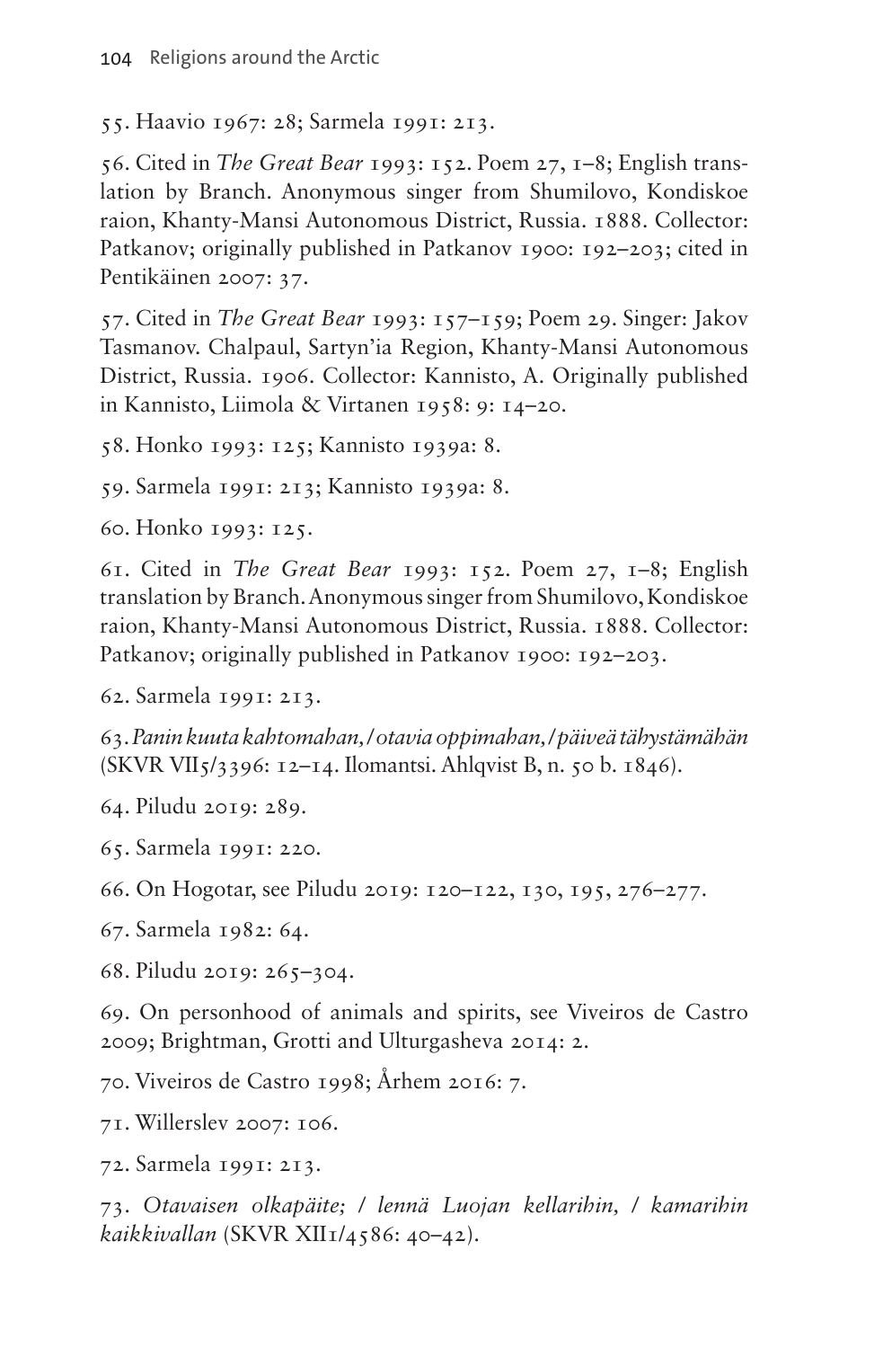55. Haavio 1967: 28; Sarmela 1991: 213.

56. Cited in *The Great Bear* 1993: 152. Poem 27, 1–8; English translation by Branch. Anonymous singer from Shumilovo, Kondiskoe raion, Khanty-Mansi Autonomous District, Russia. 1888. Collector: Patkanov; originally published in Patkanov 1900: 192–203; cited in Pentikäinen 2007: 37.

57. Cited in *The Great Bear* 1993: 157–159; Poem 29. Singer: Jakov Tasmanov. Chalpaul, Sartyn'ia Region, Khanty-Mansi Autonomous District, Russia. 1906. Collector: Kannisto, A. Originally published in Kannisto, Liimola & Virtanen 1958: 9: 14–20.

58. Honko 1993: 125; Kannisto 1939a: 8.

59. Sarmela 1991: 213; Kannisto 1939a: 8.

60. Honko 1993: 125.

61. Cited in *The Great Bear* 1993: 152. Poem 27, 1–8; English translation by Branch. Anonymous singer from Shumilovo, Kondiskoe raion, Khanty-Mansi Autonomous District, Russia. 1888. Collector: Patkanov; originally published in Patkanov 1900: 192–203.

62. Sarmela 1991: 213.

63. *Panin kuuta kahtomahan, / otavia oppimahan, / päiveä tähystämähän* (SKVR VII5/3396: 12–14. Ilomantsi. Ahlqvist B, n. 50 b. 1846).

64. Piludu 2019: 289.

65. Sarmela 1991: 220.

66. On Hogotar, see Piludu 2019: 120–122, 130, 195, 276–277.

67. Sarmela 1982: 64.

68. Piludu 2019: 265–304.

69. On personhood of animals and spirits, see Viveiros de Castro 2009; Brightman, Grotti and Ulturgasheva 2014: 2.

70. Viveiros de Castro 1998; Århem 2016: 7.

71. Willerslev 2007: 106.

72. Sarmela 1991: 213.

73. *Otavaisen olkapäite; / lennä Luojan kellarihin, / kamarihin kaikkivallan* (SKVR XII1/4586: 40–42).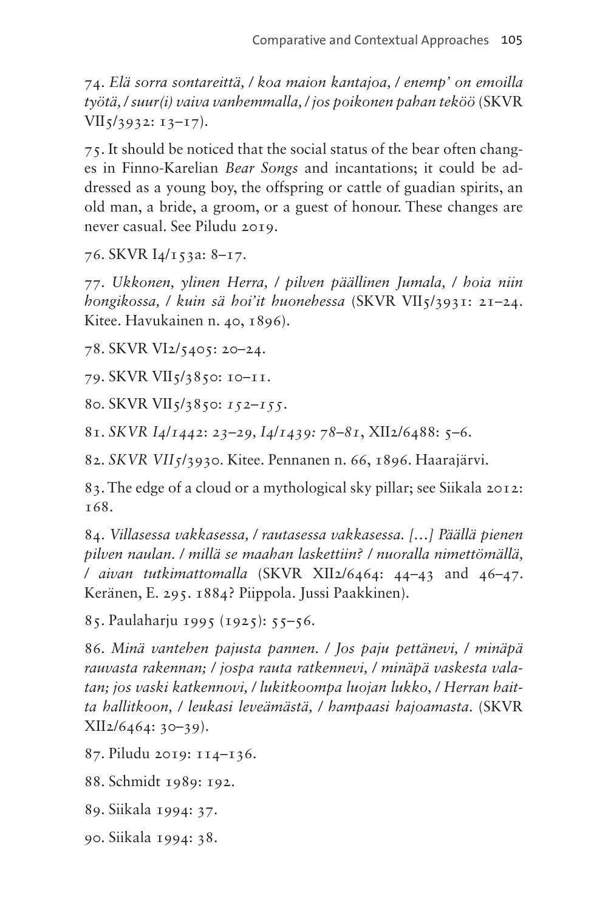74. *Elä sorra sontareittä, / koa maion kantajoa, / enemp' on emoilla työtä, / suur(i) vaiva vanhemmalla, / jos poikonen pahan teköö* (SKVR VII5/3932: 13–17).

75. It should be noticed that the social status of the bear often changes in Finno-Karelian *Bear Songs* and incantations; it could be addressed as a young boy, the offspring or cattle of guadian spirits, an old man, a bride, a groom, or a guest of honour. These changes are never casual. See Piludu 2019.

76. SKVR I4/153a: 8–17.

77. *Ukkonen, ylinen Herra, / pilven päällinen Jumala, / hoia niin hongikossa, / kuin sä hoi'it huonehessa* (SKVR VII5/3931: 21–24. Kitee. Havukainen n. 40, 1896).

78. SKVR VI2/5405: 20–24.

79. SKVR VII5/3850: 10–11.

80. SKVR VII5/3850: *152–155*.

81. *SKVR I4/1442*: *23–29, I4/1439: 78–81*, XII2/6488: 5–6.

82. *SKVR VII5*/3930. Kitee. Pennanen n. 66, 1896. Haarajärvi.

83. The edge of a cloud or a mythological sky pillar; see Siikala 2012: 168.

84. *Villasessa vakkasessa, / rautasessa vakkasessa. […] Päällä pienen pilven naulan. / millä se maahan laskettiin? / nuoralla nimettömällä, / aivan tutkimattomalla* (SKVR XII2/6464: 44–43 and 46–47. Keränen, E. 295. 1884? Piippola. Jussi Paakkinen).

85. Paulaharju 1995 (1925): 55–56.

86. *Minä vantehen pajusta pannen. / Jos paju pettänevi, / minäpä rauvasta rakennan; / jospa rauta ratkennevi, / minäpä vaskesta valatan; jos vaski katkennovi, / lukitkoompa luojan lukko, / Herran haitta hallitkoon, / leukasi leveämästä, / hampaasi hajoamasta.* (SKVR XII2/6464: 30–39).

87. Piludu 2019: 114–136.

88. Schmidt 1989: 192.

89. Siikala 1994: 37.

90. Siikala 1994: 38.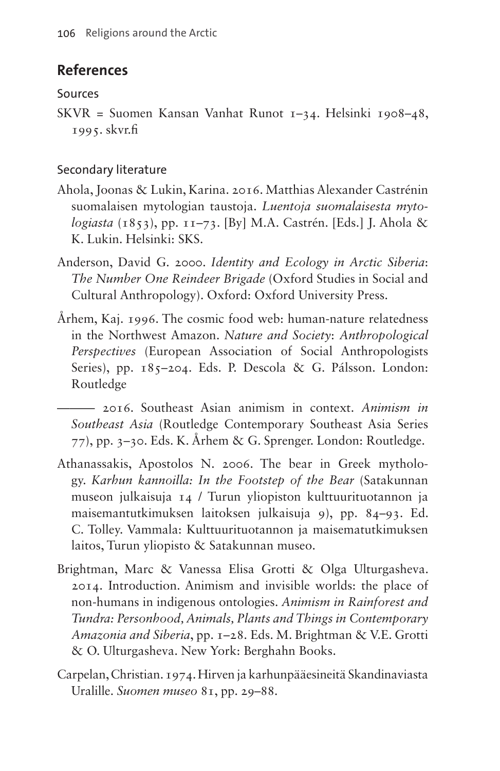## References

### Sources

SKVR = Suomen Kansan Vanhat Runot 1–34. Helsinki 1908–48, 1995. skvr.fi

### Secondary literature

Ahola, Joonas & Lukin, Karina. 2016. Matthias Alexander Castrénin suomalaisen mytologian taustoja. *Luentoja suomalaisesta mytologiasta* (1853), pp. 11–73. [By] M.A. Castrén. [Eds.] J. Ahola & K. Lukin. Helsinki: SKS.

Anderson, David G. 2000. *Identity and Ecology in Arctic Siberia: The Number One Reindeer Brigade* (Oxford Studies in Social and Cultural Anthropology). Oxford: Oxford University Press.

Århem, Kaj. 1996. The cosmic food web: human-nature relatedness in the Northwest Amazon. *Nature and Society: Anthropological Perspectives* (European Association of Social Anthropologists Series), pp. 185–204. Eds. P. Descola & G. Pálsson. London: Routledge

——— 2016. Southeast Asian animism in context. *Animism in Southeast Asia* (Routledge Contemporary Southeast Asia Series 77), pp. 3–30. Eds. K. Århem & G. Sprenger. London: Routledge.

Athanassakis, Apostolos N. 2006. The bear in Greek mythology. *Karhun kannoilla: In the Footstep of the Bear* (Satakunnan museon julkaisuja 14 / Turun yliopiston kulttuurituotannon ja maisemantutkimuksen laitoksen julkaisuja 9), pp. 84–93. Ed. C. Tolley. Vammala: Kulttuurituotannon ja maisematutkimuksen laitos, Turun yliopisto & Satakunnan museo.

Brightman, Marc & Vanessa Elisa Grotti & Olga Ulturgasheva. 2014. Introduction. Animism and invisible worlds: the place of non-humans in indigenous ontologies. *Animism in Rainforest and Tundra: Personhood, Animals, Plants and Things in Contemporary Amazonia and Siberia*, pp. 1–28. Eds. M. Brightman & V.E. Grotti & O. Ulturgasheva. New York: Berghahn Books.

Carpelan, Christian. 1974. Hirven ja karhunpääesineitä Skandinaviasta Uralille. *Suomen museo* 81, pp. 29–88.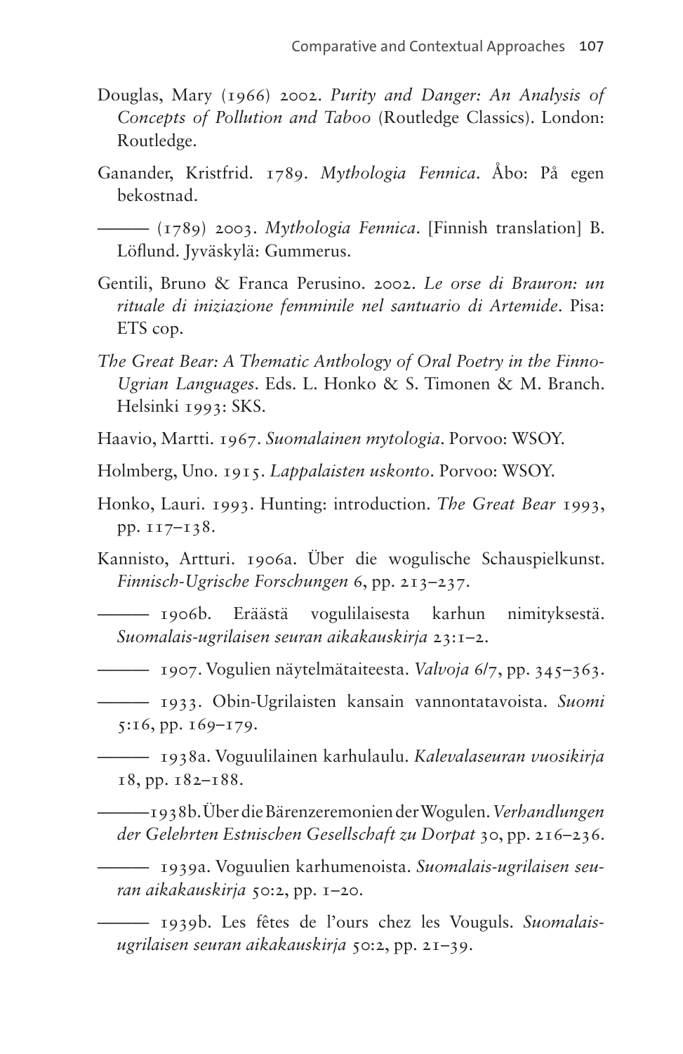Douglas, Mary (1966) 2002. *Purity and Danger: An Analysis of Concepts of Pollution and Taboo* (Routledge Classics). London: Routledge.

Ganander, Kristfrid. 1789. *Mythologia Fennica*. Åbo: På egen bekostnad.

——— (1789) 2003. *Mythologia Fennica*. [Finnish translation] B. Löflund. Jyväskylä: Gummerus.

Gentili, Bruno & Franca Perusino. 2002. *Le orse di Brauron: un rituale di iniziazione femminile nel santuario di Artemide*. Pisa: ETS cop.

*The Great Bear: A Thematic Anthology of Oral Poetry in the Finno-Ugrian Languages*. Eds. L. Honko & S. Timonen & M. Branch. Helsinki 1993: SKS.

Haavio, Martti. 1967. *Suomalainen mytologia*. Porvoo: WSOY.

Holmberg, Uno. 1915. *Lappalaisten uskonto*. Porvoo: WSOY.

Honko, Lauri. 1993. Hunting: introduction. *The Great Bear* 1993, pp. 117–138.

Kannisto, Artturi. 1906a. Über die wogulische Schauspielkunst. *Finnisch-Ugrische Forschungen* 6, pp. 213–237.

——— 1906b. Eräästä vogulilaisesta karhun nimityksestä. *Suomalais-ugrilaisen seuran aikakauskirja* 23:1–2.

——— 1907. Vogulien näytelmätaiteesta. *Valvoja* 6/7, pp. 345–363.

——— 1933. Obin-Ugrilaisten kansain vannontatavoista. *Suomi* 5:16, pp. 169–179.

——— 1938a. Voguulilainen karhulaulu. *Kalevalaseuran vuosikirja* 18, pp. 182–188.

——— 1938b. Über die Bärenzeremonien der Wogulen. *Verhandlungen der Gelehrten Estnischen Gesellschaft zu Dorpat* 30, pp. 216–236.

——— 1939a. Voguulien karhumenoista. *Suomalais-ugrilaisen seuran aikakauskirja* 50:2, pp. 1–20.

——— 1939b. Les fêtes de l'ours chez les Vouguls. *Suomalais-ugrilaisen seuran aikakauskirja* 50:2, pp. 21–39.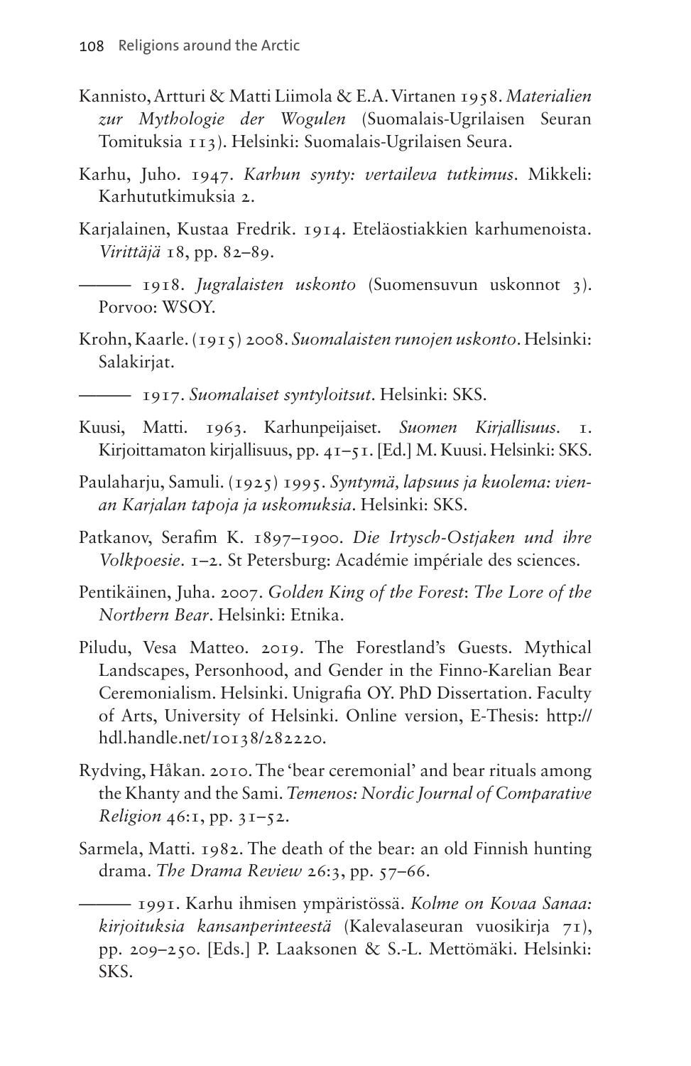Kannisto, Artturi & Matti Liimola & E.A. Virtanen 1958. *Materialien zur Mythologie der Wogulen* (Suomalais-Ugrilaisen Seuran Tomituksia 113). Helsinki: Suomalais-Ugrilaisen Seura.

Karhu, Juho. 1947. *Karhun synty: vertaileva tutkimus*. Mikkeli: Karhututkimuksia 2.

Karjalainen, Kustaa Fredrik. 1914. Eteläostiakkien karhumenoista. *Virittäjä* 18, pp. 82–89.

——— 1918. *Jugralaisten uskonto* (Suomensuvun uskonnot 3). Porvoo: WSOY.

Krohn, Kaarle. (1915) 2008. *Suomalaisten runojen uskonto*. Helsinki: Salakirjat.

——— 1917. *Suomalaiset syntyloitsut*. Helsinki: SKS.

Kuusi, Matti. 1963. Karhunpeijaiset. *Suomen Kirjallisuus*. 1. Kirjoittamaton kirjallisuus, pp. 41–51. [Ed.] M. Kuusi. Helsinki: SKS.

Paulaharju, Samuli. (1925) 1995. *Syntymä, lapsuus ja kuolema: vienan Karjalan tapoja ja uskomuksia*. Helsinki: SKS.

Patkanov, Serafim K. 1897–1900. *Die Irtysch-Ostjaken und ihre Volkpoesie*. 1–2. St Petersburg: Académie impériale des sciences.

Pentikäinen, Juha. 2007. *Golden King of the Forest*: *The Lore of the Northern Bear*. Helsinki: Etnika.

Piludu, Vesa Matteo. 2019. The Forestland's Guests. Mythical Landscapes, Personhood, and Gender in the Finno-Karelian Bear Ceremonialism. Helsinki. Unigrafia OY. PhD Dissertation. Faculty of Arts, University of Helsinki. Online version, E-Thesis: http://hdl.handle.net/10138/282220.

Rydving, Håkan. 2010. The 'bear ceremonial' and bear rituals among the Khanty and the Sami. *Temenos: Nordic Journal of Comparative Religion* 46:1, pp. 31–52.

Sarmela, Matti. 1982. The death of the bear: an old Finnish hunting drama. *The Drama Review* 26:3, pp. 57–66.

——— 1991. Karhu ihmisen ympäristössä. *Kolme on Kovaa Sanaa: kirjoituksia kansanperinteestä* (Kalevalaseuran vuosikirja 71), pp. 209–250. [Eds.] P. Laaksonen & S.-L. Mettömäki. Helsinki: SKS.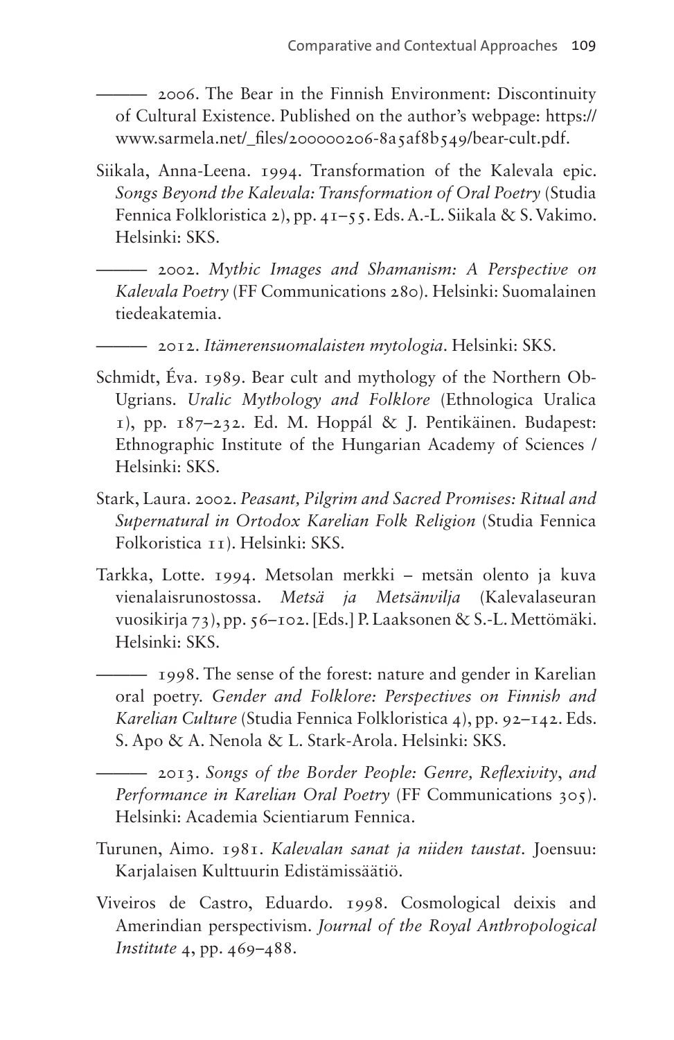——— 2006. The Bear in the Finnish Environment: Discontinuity of Cultural Existence. Published on the author's webpage: https://www.sarmela.net/_files/200000206-8a5af8b549/bear-cult.pdf.

Siikala, Anna-Leena. 1994. Transformation of the Kalevala epic. *Songs Beyond the Kalevala: Transformation of Oral Poetry* (Studia Fennica Folkloristica 2), pp. 41–55. Eds. A.-L. Siikala & S. Vakimo. Helsinki: SKS.

——— 2002. *Mythic Images and Shamanism: A Perspective on Kalevala Poetry* (FF Communications 280). Helsinki: Suomalainen tiedeakatemia.

——— 2012. *Itämerensuomalaisten mytologia*. Helsinki: SKS.

Schmidt, Éva. 1989. Bear cult and mythology of the Northern Ob-Ugrians. *Uralic Mythology and Folklore* (Ethnologica Uralica 1), pp. 187–232. Ed. M. Hoppál & J. Pentikäinen. Budapest: Ethnographic Institute of the Hungarian Academy of Sciences / Helsinki: SKS.

Stark, Laura. 2002. *Peasant, Pilgrim and Sacred Promises: Ritual and Supernatural in Ortodox Karelian Folk Religion* (Studia Fennica Folkoristica 11). Helsinki: SKS.

Tarkka, Lotte. 1994. Metsolan merkki – metsän olento ja kuva vienalaisrunostossa. *Metsä ja Metsänvilja* (Kalevalaseuran vuosikirja 73), pp. 56–102. [Eds.] P. Laaksonen & S.-L. Mettömäki. Helsinki: SKS.

——— 1998. The sense of the forest: nature and gender in Karelian oral poetry. *Gender and Folklore: Perspectives on Finnish and Karelian Culture* (Studia Fennica Folkloristica 4), pp. 92–142. Eds. S. Apo & A. Nenola & L. Stark-Arola. Helsinki: SKS.

——— 2013. *Songs of the Border People: Genre, Reflexivity, and Performance in Karelian Oral Poetry* (FF Communications 305). Helsinki: Academia Scientiarum Fennica.

Turunen, Aimo. 1981. *Kalevalan sanat ja niiden taustat*. Joensuu: Karjalaisen Kulttuurin Edistämissäätiö.

Viveiros de Castro, Eduardo. 1998. Cosmological deixis and Amerindian perspectivism. *Journal of the Royal Anthropological Institute* 4, pp. 469–488.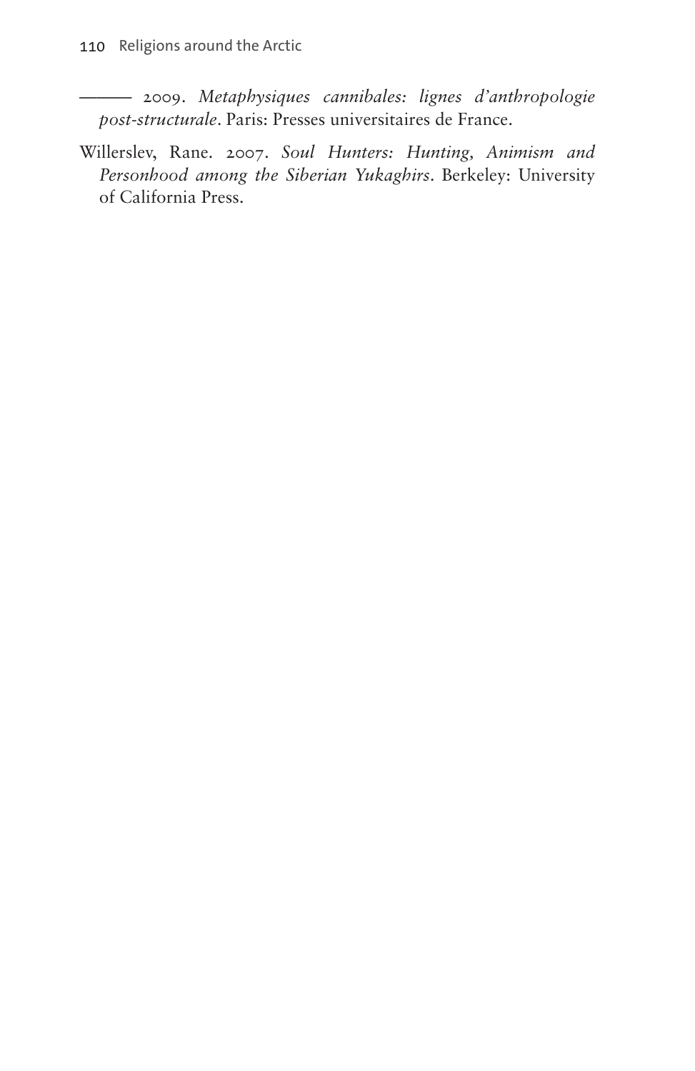——— 2009. *Metaphysiques cannibales: lignes d'anthropologie post-structurale*. Paris: Presses universitaires de France.

Willerslev, Rane. 2007. *Soul Hunters: Hunting, Animism and Personhood among the Siberian Yukaghirs*. Berkeley: University of California Press.